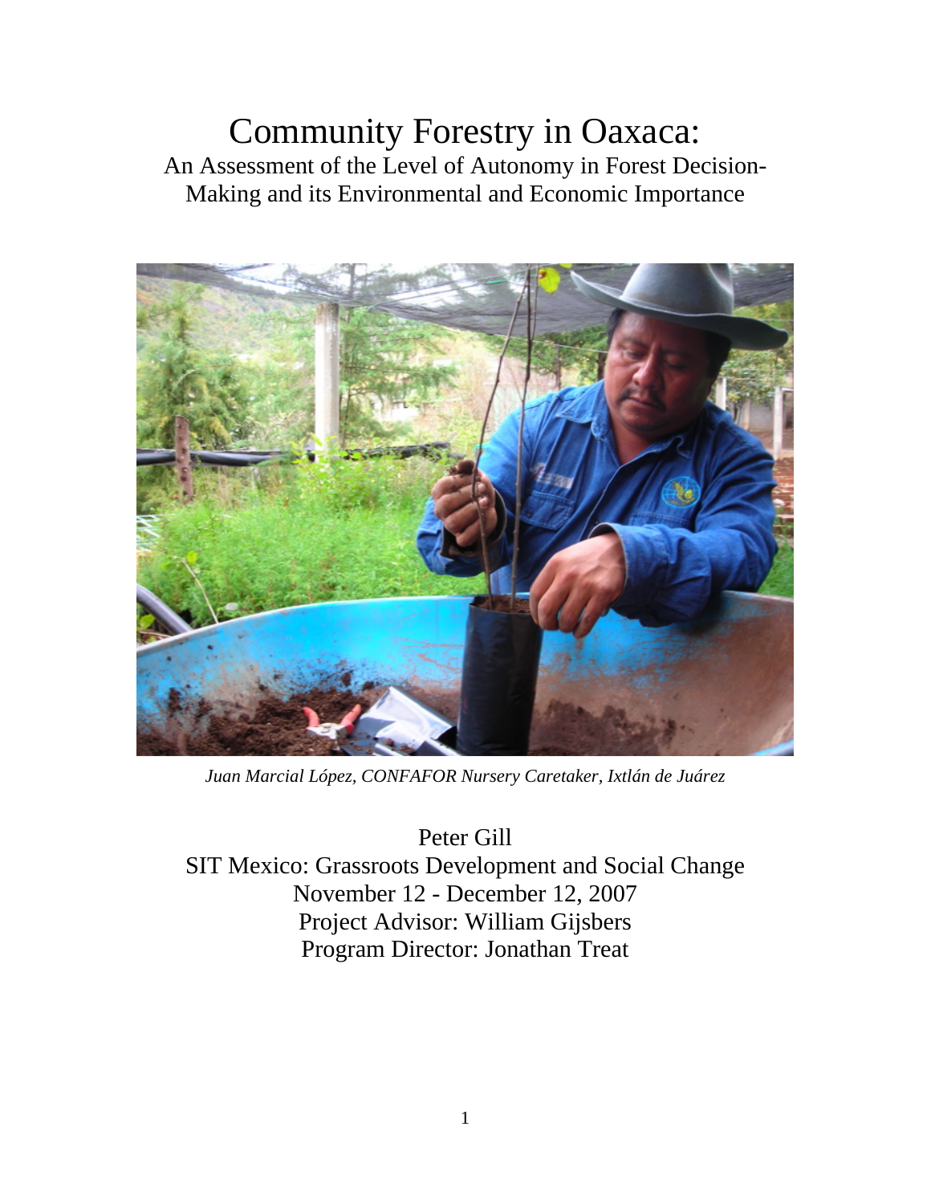# Community Forestry in Oaxaca:

An Assessment of the Level of Autonomy in Forest Decision-Making and its Environmental and Economic Importance

*Juan Marcial López, CONFAFOR Nursery Caretaker, Ixtlán de Juárez*

Peter Gill
SIT Mexico: Grassroots Development and Social Change
November 12 - December 12, 2007
Project Advisor: William Gijsbers
Program Director: Jonathan Treat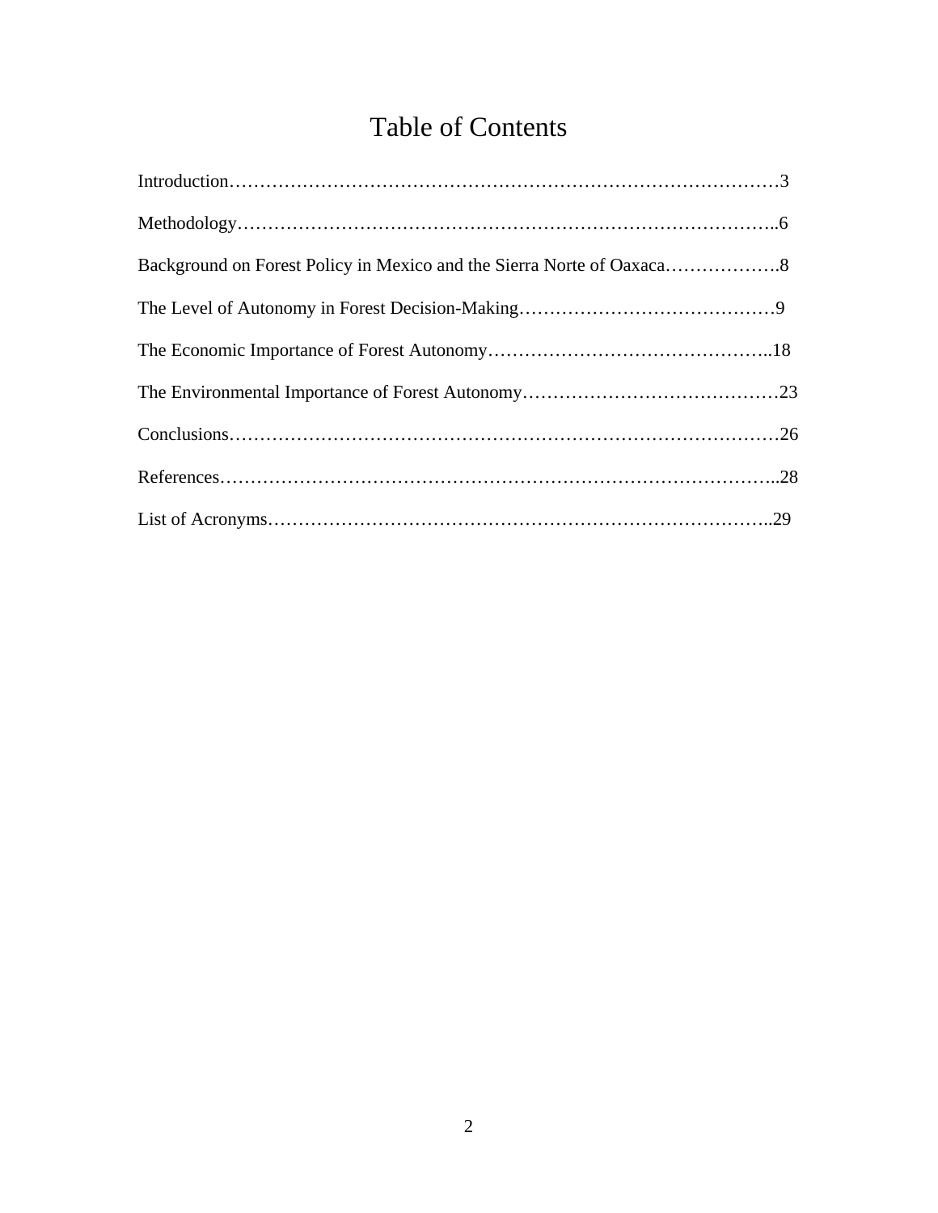# Table of Contents

Introduction……………………………………………………………………………3

Methodology……………………………………………………………………………..6

Background on Forest Policy in Mexico and the Sierra Norte of Oaxaca……………….8

The Level of Autonomy in Forest Decision-Making……………………………………9

The Economic Importance of Forest Autonomy………………………………………..18

The Environmental Importance of Forest Autonomy……………………………………23

Conclusions……………………………………………………………………………26

References……………………………………………………………………………..28

List of Acronyms……………………………………………………………………..29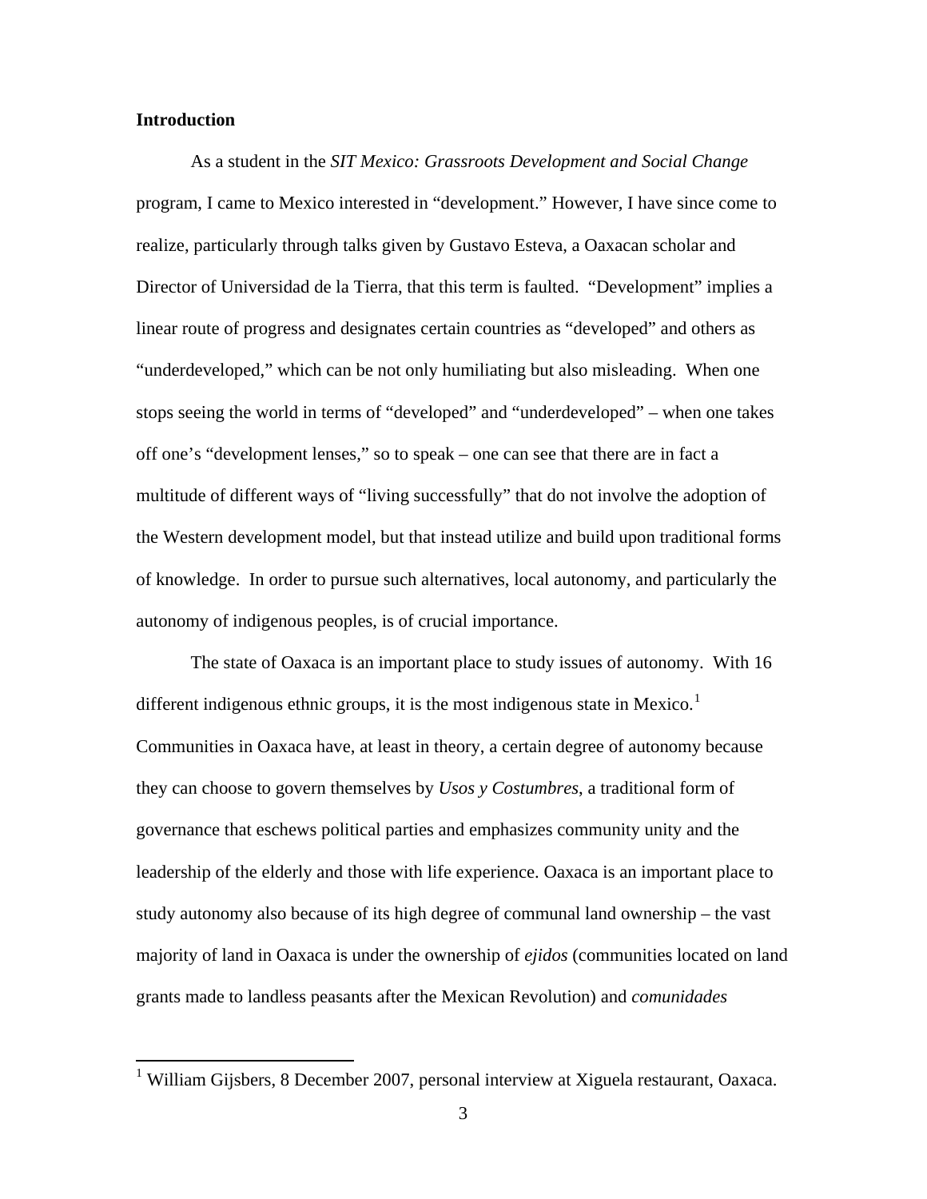## Introduction

As a student in the *SIT Mexico: Grassroots Development and Social Change* program, I came to Mexico interested in "development." However, I have since come to realize, particularly through talks given by Gustavo Esteva, a Oaxacan scholar and Director of Universidad de la Tierra, that this term is faulted. "Development" implies a linear route of progress and designates certain countries as "developed" and others as "underdeveloped," which can be not only humiliating but also misleading. When one stops seeing the world in terms of "developed" and "underdeveloped" – when one takes off one's "development lenses," so to speak – one can see that there are in fact a multitude of different ways of "living successfully" that do not involve the adoption of the Western development model, but that instead utilize and build upon traditional forms of knowledge. In order to pursue such alternatives, local autonomy, and particularly the autonomy of indigenous peoples, is of crucial importance.

The state of Oaxaca is an important place to study issues of autonomy. With 16 different indigenous ethnic groups, it is the most indigenous state in Mexico.[1] Communities in Oaxaca have, at least in theory, a certain degree of autonomy because they can choose to govern themselves by *Usos y Costumbres*, a traditional form of governance that eschews political parties and emphasizes community unity and the leadership of the elderly and those with life experience. Oaxaca is an important place to study autonomy also because of its high degree of communal land ownership – the vast majority of land in Oaxaca is under the ownership of *ejidos* (communities located on land grants made to landless peasants after the Mexican Revolution) and *comunidades*

[1] William Gijsbers, 8 December 2007, personal interview at Xiguela restaurant, Oaxaca.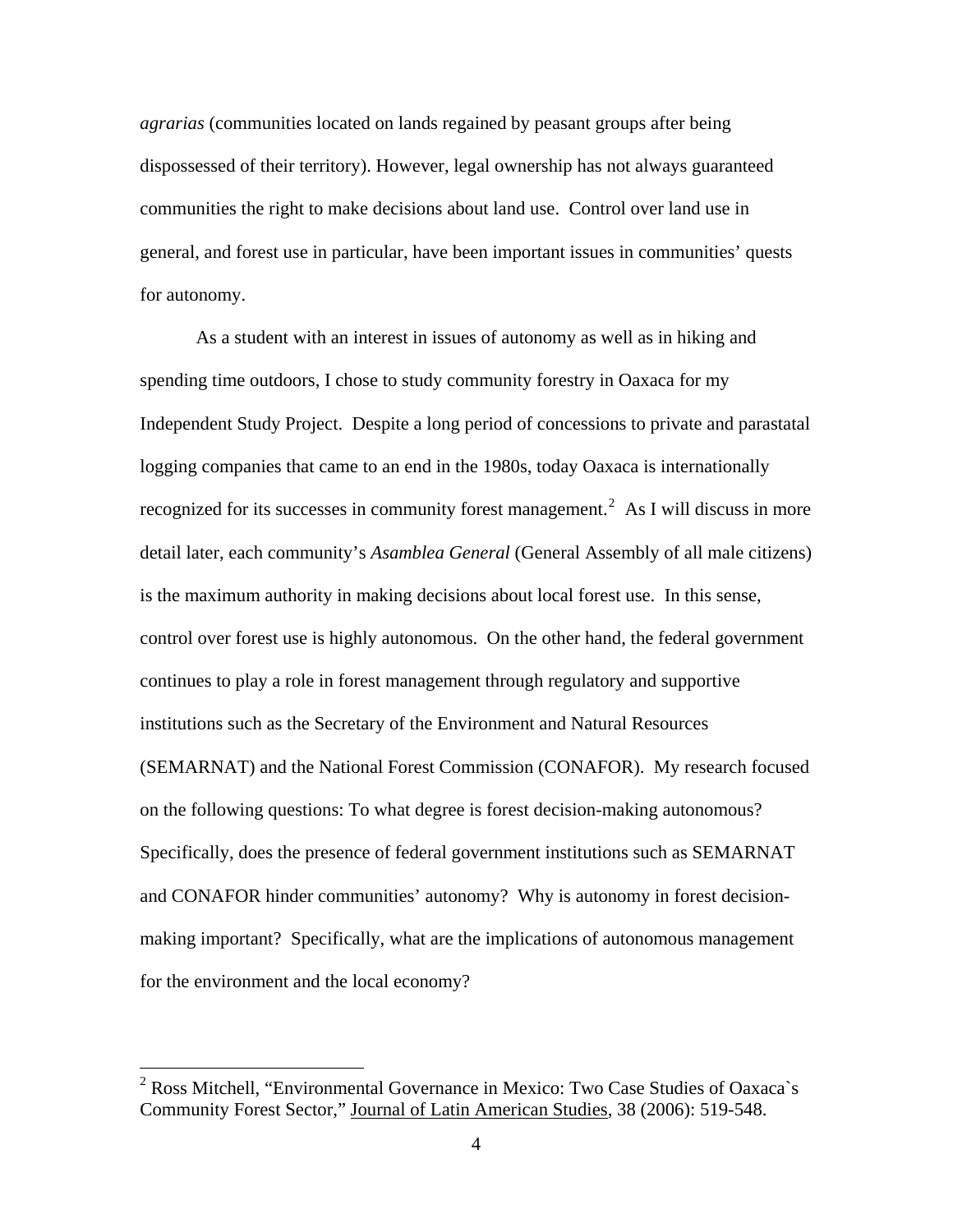*agrarias* (communities located on lands regained by peasant groups after being dispossessed of their territory). However, legal ownership has not always guaranteed communities the right to make decisions about land use. Control over land use in general, and forest use in particular, have been important issues in communities' quests for autonomy.

As a student with an interest in issues of autonomy as well as in hiking and spending time outdoors, I chose to study community forestry in Oaxaca for my Independent Study Project. Despite a long period of concessions to private and parastatal logging companies that came to an end in the 1980s, today Oaxaca is internationally recognized for its successes in community forest management.[2] As I will discuss in more detail later, each community's *Asamblea General* (General Assembly of all male citizens) is the maximum authority in making decisions about local forest use. In this sense, control over forest use is highly autonomous. On the other hand, the federal government continues to play a role in forest management through regulatory and supportive institutions such as the Secretary of the Environment and Natural Resources (SEMARNAT) and the National Forest Commission (CONAFOR). My research focused on the following questions: To what degree is forest decision-making autonomous? Specifically, does the presence of federal government institutions such as SEMARNAT and CONAFOR hinder communities' autonomy? Why is autonomy in forest decision-making important? Specifically, what are the implications of autonomous management for the environment and the local economy?

---

[2] Ross Mitchell, "Environmental Governance in Mexico: Two Case Studies of Oaxaca`s Community Forest Sector," Journal of Latin American Studies, 38 (2006): 519-548.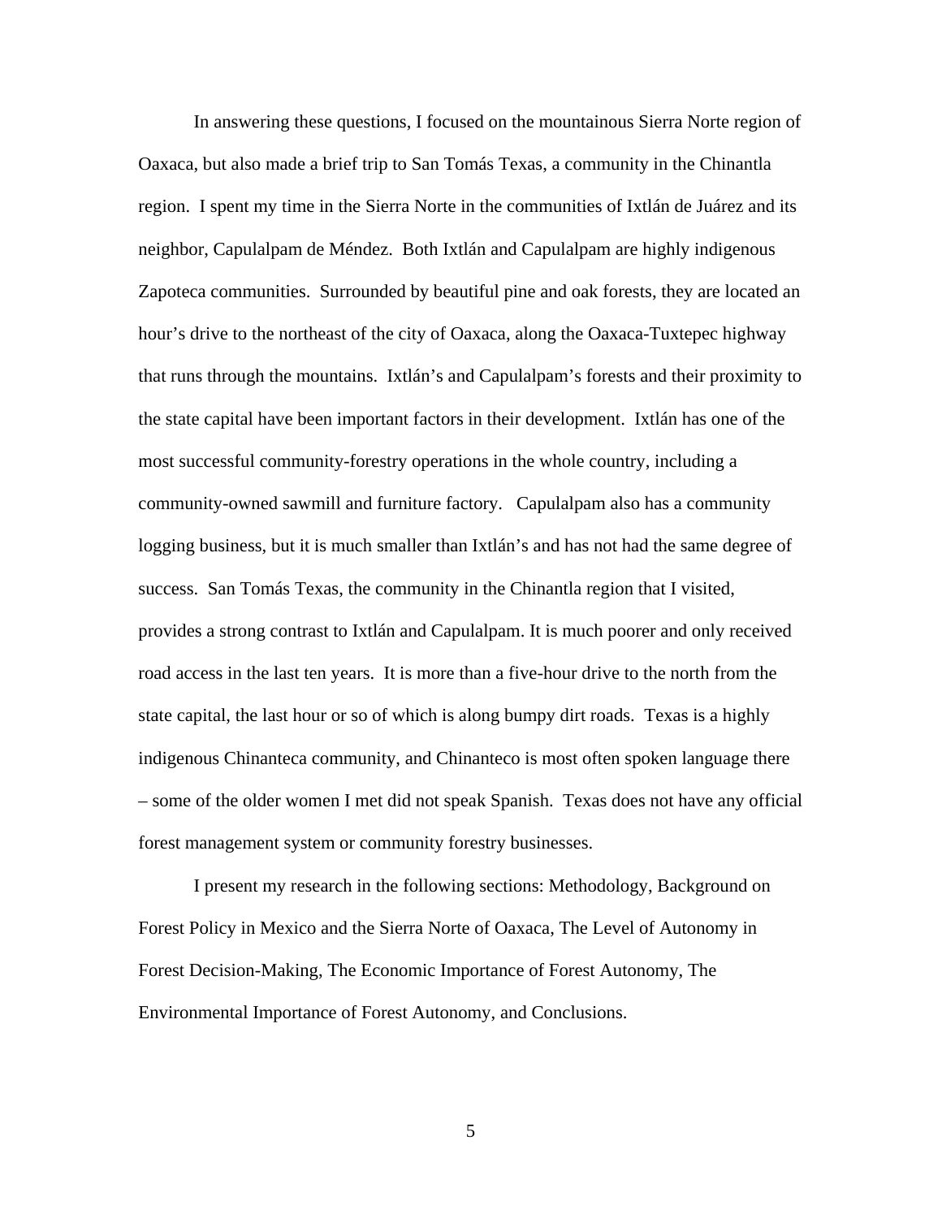In answering these questions, I focused on the mountainous Sierra Norte region of Oaxaca, but also made a brief trip to San Tomás Texas, a community in the Chinantla region. I spent my time in the Sierra Norte in the communities of Ixtlán de Juárez and its neighbor, Capulalpam de Méndez. Both Ixtlán and Capulalpam are highly indigenous Zapoteca communities. Surrounded by beautiful pine and oak forests, they are located an hour's drive to the northeast of the city of Oaxaca, along the Oaxaca-Tuxtepec highway that runs through the mountains. Ixtlán's and Capulalpam's forests and their proximity to the state capital have been important factors in their development. Ixtlán has one of the most successful community-forestry operations in the whole country, including a community-owned sawmill and furniture factory. Capulalpam also has a community logging business, but it is much smaller than Ixtlán's and has not had the same degree of success. San Tomás Texas, the community in the Chinantla region that I visited, provides a strong contrast to Ixtlán and Capulalpam. It is much poorer and only received road access in the last ten years. It is more than a five-hour drive to the north from the state capital, the last hour or so of which is along bumpy dirt roads. Texas is a highly indigenous Chinanteca community, and Chinanteco is most often spoken language there – some of the older women I met did not speak Spanish. Texas does not have any official forest management system or community forestry businesses.

I present my research in the following sections: Methodology, Background on Forest Policy in Mexico and the Sierra Norte of Oaxaca, The Level of Autonomy in Forest Decision-Making, The Economic Importance of Forest Autonomy, The Environmental Importance of Forest Autonomy, and Conclusions.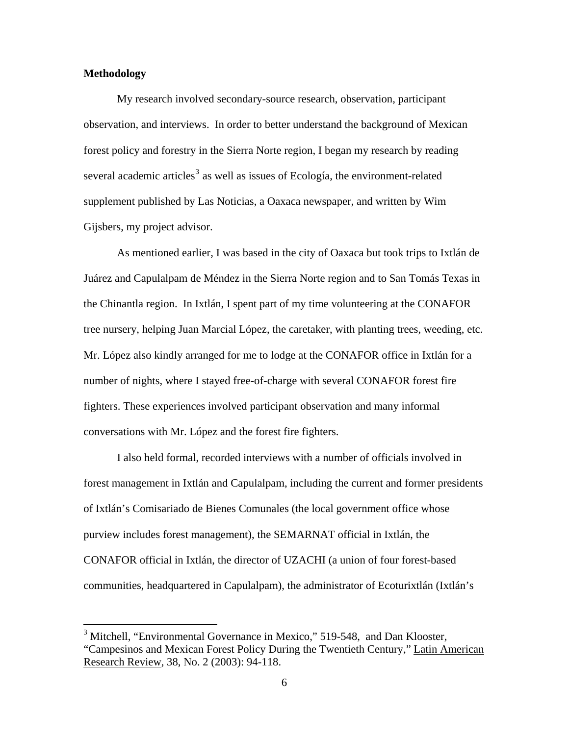**Methodology**

My research involved secondary-source research, observation, participant observation, and interviews. In order to better understand the background of Mexican forest policy and forestry in the Sierra Norte region, I began my research by reading several academic articles[3] as well as issues of Ecología, the environment-related supplement published by Las Noticias, a Oaxaca newspaper, and written by Wim Gijsbers, my project advisor.

As mentioned earlier, I was based in the city of Oaxaca but took trips to Ixtlán de Juárez and Capulalpam de Méndez in the Sierra Norte region and to San Tomás Texas in the Chinantla region. In Ixtlán, I spent part of my time volunteering at the CONAFOR tree nursery, helping Juan Marcial López, the caretaker, with planting trees, weeding, etc. Mr. López also kindly arranged for me to lodge at the CONAFOR office in Ixtlán for a number of nights, where I stayed free-of-charge with several CONAFOR forest fire fighters. These experiences involved participant observation and many informal conversations with Mr. López and the forest fire fighters.

I also held formal, recorded interviews with a number of officials involved in forest management in Ixtlán and Capulalpam, including the current and former presidents of Ixtlán's Comisariado de Bienes Comunales (the local government office whose purview includes forest management), the SEMARNAT official in Ixtlán, the CONAFOR official in Ixtlán, the director of UZACHI (a union of four forest-based communities, headquartered in Capulalpam), the administrator of Ecoturixtlán (Ixtlán's

---

[3] Mitchell, "Environmental Governance in Mexico," 519-548, and Dan Klooster, "Campesinos and Mexican Forest Policy During the Twentieth Century," <u>Latin American Research Review</u>, 38, No. 2 (2003): 94-118.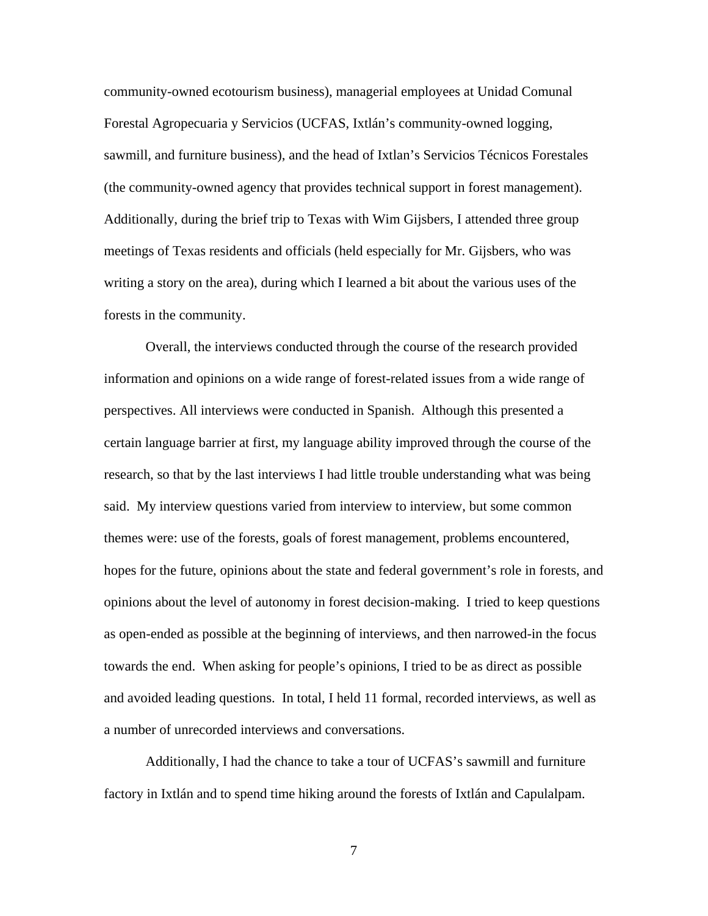community-owned ecotourism business), managerial employees at Unidad Comunal Forestal Agropecuaria y Servicios (UCFAS, Ixtlán's community-owned logging, sawmill, and furniture business), and the head of Ixtlan's Servicios Técnicos Forestales (the community-owned agency that provides technical support in forest management). Additionally, during the brief trip to Texas with Wim Gijsbers, I attended three group meetings of Texas residents and officials (held especially for Mr. Gijsbers, who was writing a story on the area), during which I learned a bit about the various uses of the forests in the community.

Overall, the interviews conducted through the course of the research provided information and opinions on a wide range of forest-related issues from a wide range of perspectives. All interviews were conducted in Spanish. Although this presented a certain language barrier at first, my language ability improved through the course of the research, so that by the last interviews I had little trouble understanding what was being said. My interview questions varied from interview to interview, but some common themes were: use of the forests, goals of forest management, problems encountered, hopes for the future, opinions about the state and federal government's role in forests, and opinions about the level of autonomy in forest decision-making. I tried to keep questions as open-ended as possible at the beginning of interviews, and then narrowed-in the focus towards the end. When asking for people's opinions, I tried to be as direct as possible and avoided leading questions. In total, I held 11 formal, recorded interviews, as well as a number of unrecorded interviews and conversations.

Additionally, I had the chance to take a tour of UCFAS's sawmill and furniture factory in Ixtlán and to spend time hiking around the forests of Ixtlán and Capulalpam.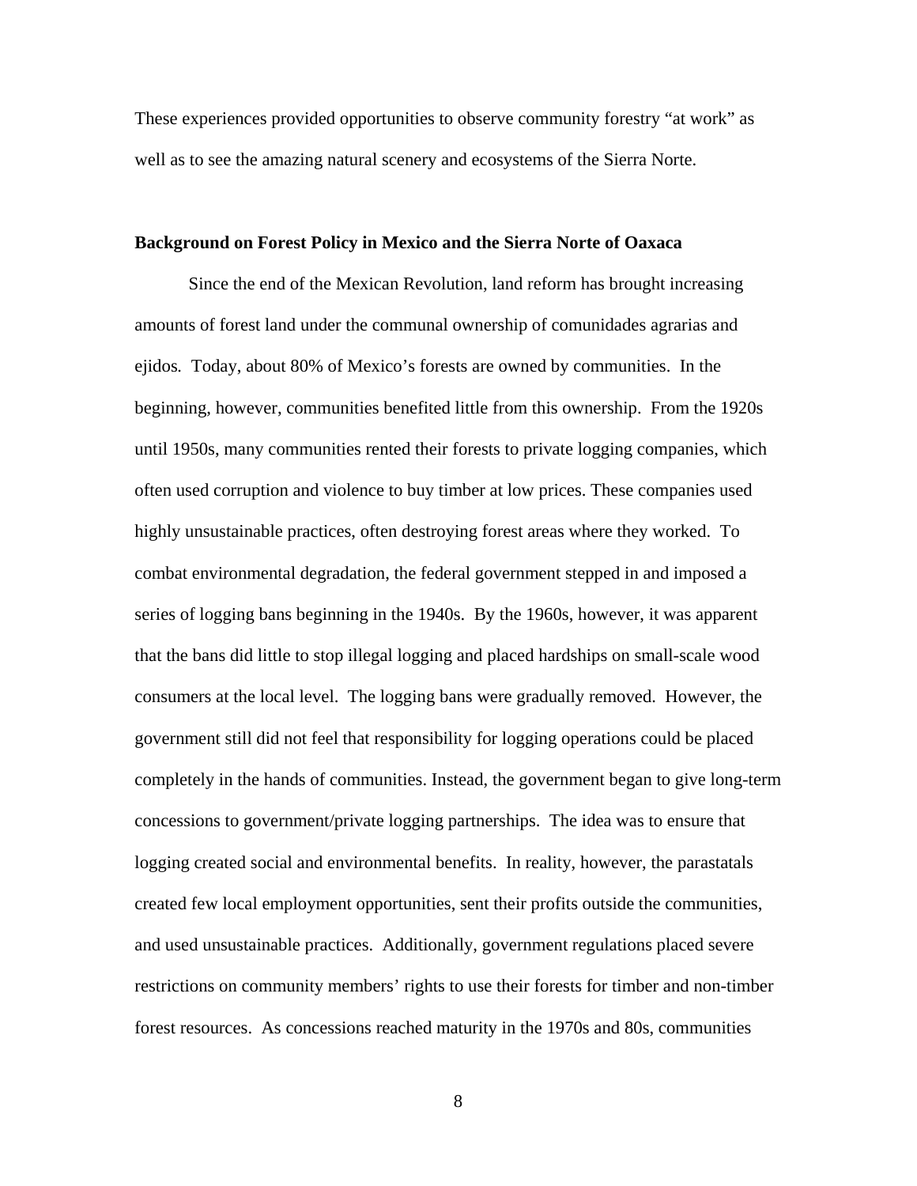These experiences provided opportunities to observe community forestry "at work" as well as to see the amazing natural scenery and ecosystems of the Sierra Norte.

**Background on Forest Policy in Mexico and the Sierra Norte of Oaxaca**

Since the end of the Mexican Revolution, land reform has brought increasing amounts of forest land under the communal ownership of comunidades agrarias and ejidos. Today, about 80% of Mexico's forests are owned by communities. In the beginning, however, communities benefited little from this ownership. From the 1920s until 1950s, many communities rented their forests to private logging companies, which often used corruption and violence to buy timber at low prices. These companies used highly unsustainable practices, often destroying forest areas where they worked. To combat environmental degradation, the federal government stepped in and imposed a series of logging bans beginning in the 1940s. By the 1960s, however, it was apparent that the bans did little to stop illegal logging and placed hardships on small-scale wood consumers at the local level. The logging bans were gradually removed. However, the government still did not feel that responsibility for logging operations could be placed completely in the hands of communities. Instead, the government began to give long-term concessions to government/private logging partnerships. The idea was to ensure that logging created social and environmental benefits. In reality, however, the parastatals created few local employment opportunities, sent their profits outside the communities, and used unsustainable practices. Additionally, government regulations placed severe restrictions on community members' rights to use their forests for timber and non-timber forest resources. As concessions reached maturity in the 1970s and 80s, communities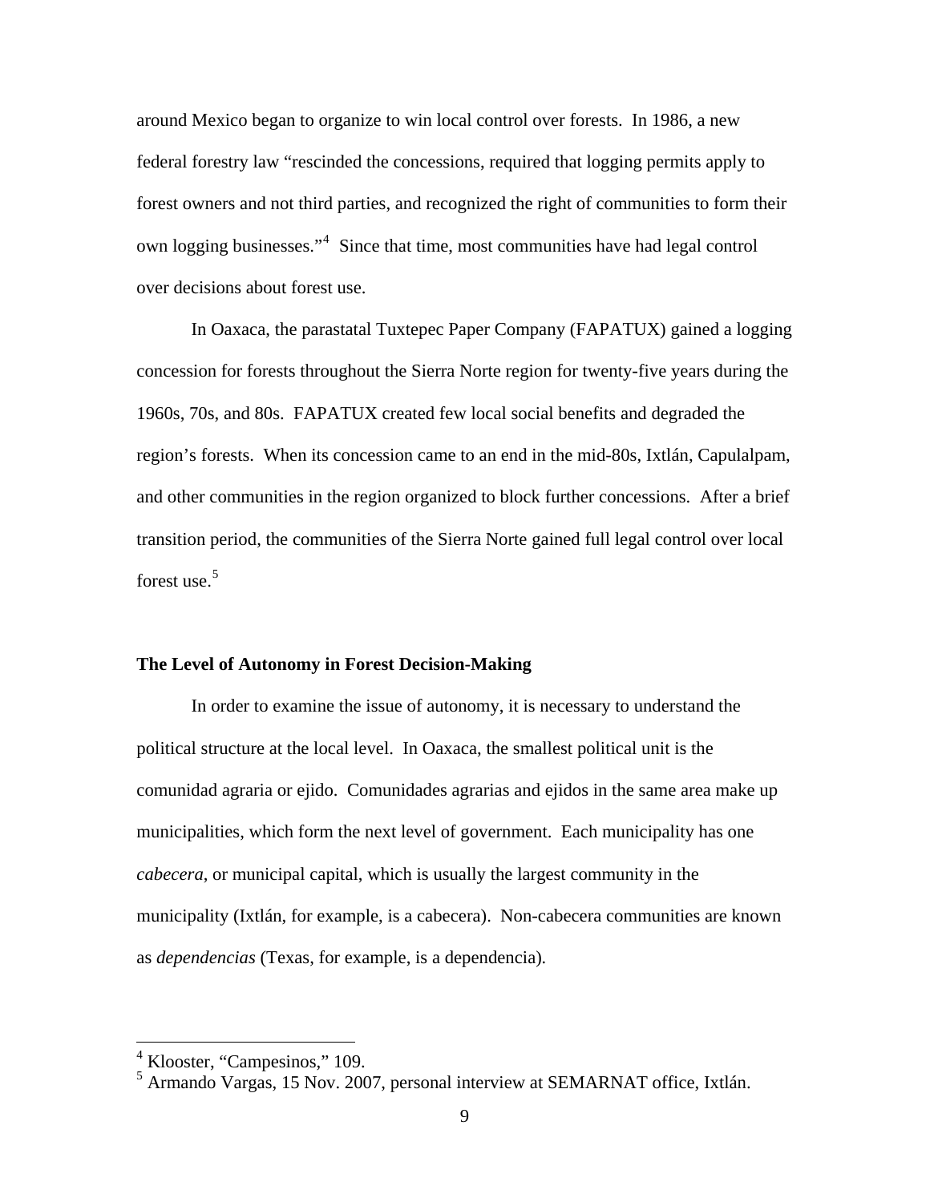around Mexico began to organize to win local control over forests. In 1986, a new federal forestry law "rescinded the concessions, required that logging permits apply to forest owners and not third parties, and recognized the right of communities to form their own logging businesses."[4] Since that time, most communities have had legal control over decisions about forest use.

In Oaxaca, the parastatal Tuxtepec Paper Company (FAPATUX) gained a logging concession for forests throughout the Sierra Norte region for twenty-five years during the 1960s, 70s, and 80s. FAPATUX created few local social benefits and degraded the region's forests. When its concession came to an end in the mid-80s, Ixtlán, Capulalpam, and other communities in the region organized to block further concessions. After a brief transition period, the communities of the Sierra Norte gained full legal control over local forest use.[5]

**The Level of Autonomy in Forest Decision-Making**

In order to examine the issue of autonomy, it is necessary to understand the political structure at the local level. In Oaxaca, the smallest political unit is the comunidad agraria or ejido. Comunidades agrarias and ejidos in the same area make up municipalities, which form the next level of government. Each municipality has one *cabecera*, or municipal capital, which is usually the largest community in the municipality (Ixtlán, for example, is a cabecera). Non-cabecera communities are known as *dependencias* (Texas, for example, is a dependencia).

---

[4] Klooster, "Campesinos," 109.

[5] Armando Vargas, 15 Nov. 2007, personal interview at SEMARNAT office, Ixtlán.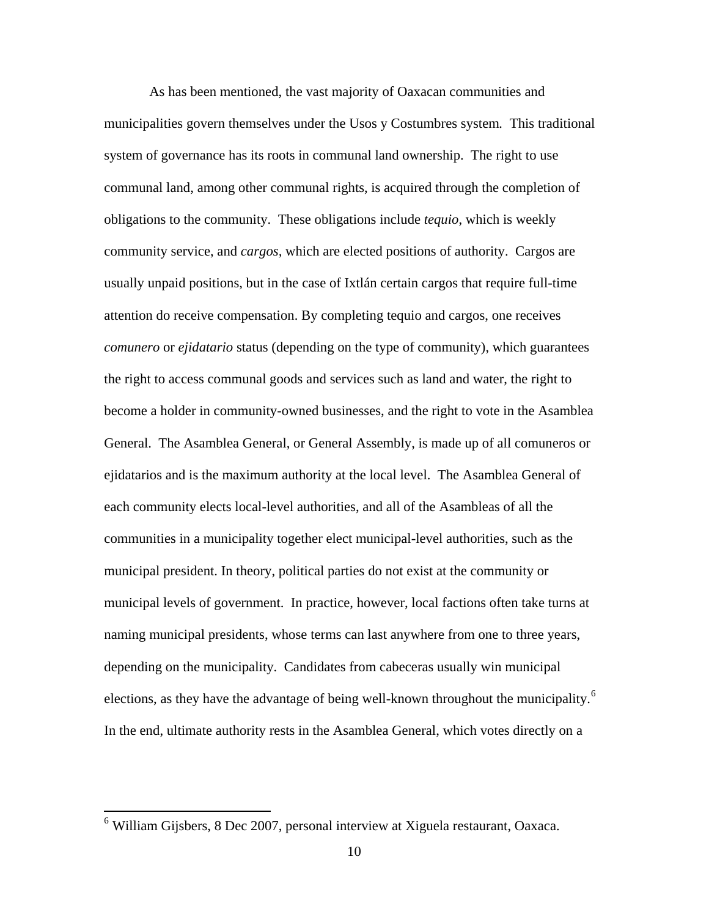As has been mentioned, the vast majority of Oaxacan communities and municipalities govern themselves under the Usos y Costumbres system*.* This traditional system of governance has its roots in communal land ownership. The right to use communal land, among other communal rights, is acquired through the completion of obligations to the community. These obligations include *tequio*, which is weekly community service, and *cargos,* which are elected positions of authority. Cargos are usually unpaid positions, but in the case of Ixtlán certain cargos that require full-time attention do receive compensation. By completing tequio and cargos, one receives *comunero* or *ejidatario* status (depending on the type of community), which guarantees the right to access communal goods and services such as land and water, the right to become a holder in community-owned businesses, and the right to vote in the Asamblea General. The Asamblea General, or General Assembly, is made up of all comuneros or ejidatarios and is the maximum authority at the local level. The Asamblea General of each community elects local-level authorities, and all of the Asambleas of all the communities in a municipality together elect municipal-level authorities, such as the municipal president. In theory, political parties do not exist at the community or municipal levels of government. In practice, however, local factions often take turns at naming municipal presidents, whose terms can last anywhere from one to three years, depending on the municipality. Candidates from cabeceras usually win municipal elections, as they have the advantage of being well-known throughout the municipality.[6] In the end, ultimate authority rests in the Asamblea General, which votes directly on a

[6] William Gijsbers, 8 Dec 2007, personal interview at Xiguela restaurant, Oaxaca.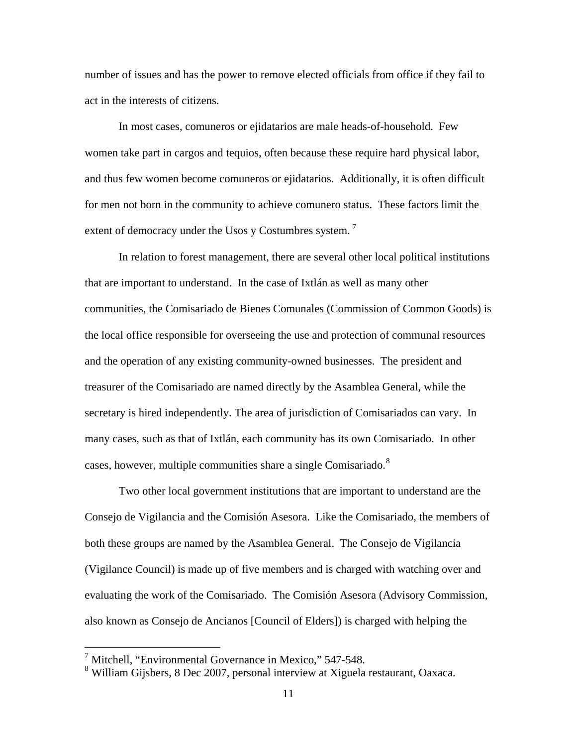number of issues and has the power to remove elected officials from office if they fail to act in the interests of citizens.

In most cases, comuneros or ejidatarios are male heads-of-household. Few women take part in cargos and tequios, often because these require hard physical labor, and thus few women become comuneros or ejidatarios. Additionally, it is often difficult for men not born in the community to achieve comunero status. These factors limit the extent of democracy under the Usos y Costumbres system.[7]

In relation to forest management, there are several other local political institutions that are important to understand. In the case of Ixtlán as well as many other communities, the Comisariado de Bienes Comunales (Commission of Common Goods) is the local office responsible for overseeing the use and protection of communal resources and the operation of any existing community-owned businesses. The president and treasurer of the Comisariado are named directly by the Asamblea General, while the secretary is hired independently. The area of jurisdiction of Comisariados can vary. In many cases, such as that of Ixtlán, each community has its own Comisariado. In other cases, however, multiple communities share a single Comisariado.[8]

Two other local government institutions that are important to understand are the Consejo de Vigilancia and the Comisión Asesora. Like the Comisariado, the members of both these groups are named by the Asamblea General. The Consejo de Vigilancia (Vigilance Council) is made up of five members and is charged with watching over and evaluating the work of the Comisariado. The Comisión Asesora (Advisory Commission, also known as Consejo de Ancianos [Council of Elders]) is charged with helping the

---

[7] Mitchell, "Environmental Governance in Mexico," 547-548.

[8] William Gijsbers, 8 Dec 2007, personal interview at Xiguela restaurant, Oaxaca.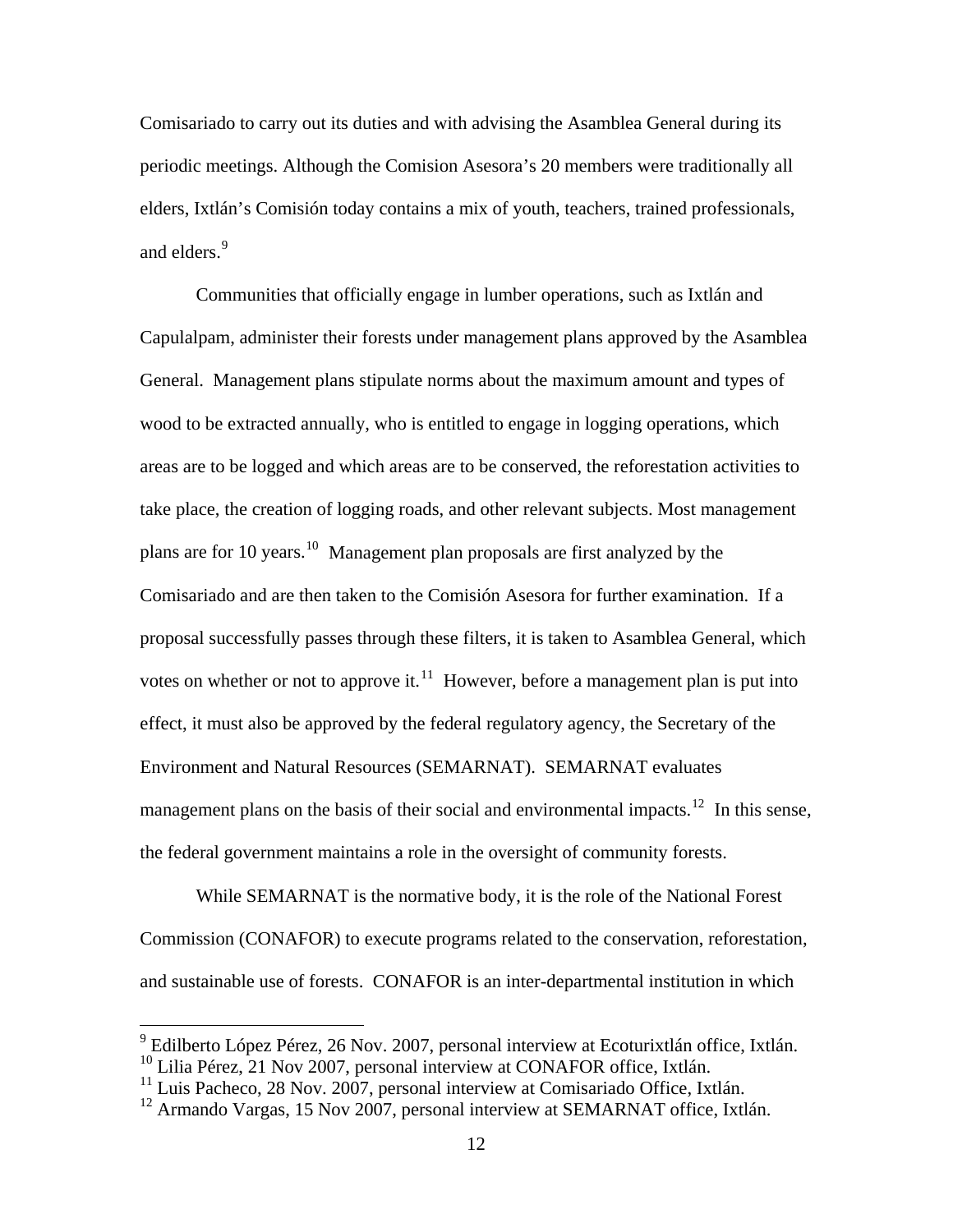Comisariado to carry out its duties and with advising the Asamblea General during its periodic meetings. Although the Comision Asesora's 20 members were traditionally all elders, Ixtlán's Comisión today contains a mix of youth, teachers, trained professionals, and elders.[9]

Communities that officially engage in lumber operations, such as Ixtlán and Capulalpam, administer their forests under management plans approved by the Asamblea General. Management plans stipulate norms about the maximum amount and types of wood to be extracted annually, who is entitled to engage in logging operations, which areas are to be logged and which areas are to be conserved, the reforestation activities to take place, the creation of logging roads, and other relevant subjects. Most management plans are for 10 years.[10] Management plan proposals are first analyzed by the Comisariado and are then taken to the Comisión Asesora for further examination. If a proposal successfully passes through these filters, it is taken to Asamblea General, which votes on whether or not to approve it.[11] However, before a management plan is put into effect, it must also be approved by the federal regulatory agency, the Secretary of the Environment and Natural Resources (SEMARNAT). SEMARNAT evaluates management plans on the basis of their social and environmental impacts.[12] In this sense, the federal government maintains a role in the oversight of community forests.

While SEMARNAT is the normative body, it is the role of the National Forest Commission (CONAFOR) to execute programs related to the conservation, reforestation, and sustainable use of forests. CONAFOR is an inter-departmental institution in which

---

[9] Edilberto López Pérez, 26 Nov. 2007, personal interview at Ecoturixtlán office, Ixtlán.

[10] Lilia Pérez, 21 Nov 2007, personal interview at CONAFOR office, Ixtlán.

[11] Luis Pacheco, 28 Nov. 2007, personal interview at Comisariado Office, Ixtlán.

[12] Armando Vargas, 15 Nov 2007, personal interview at SEMARNAT office, Ixtlán.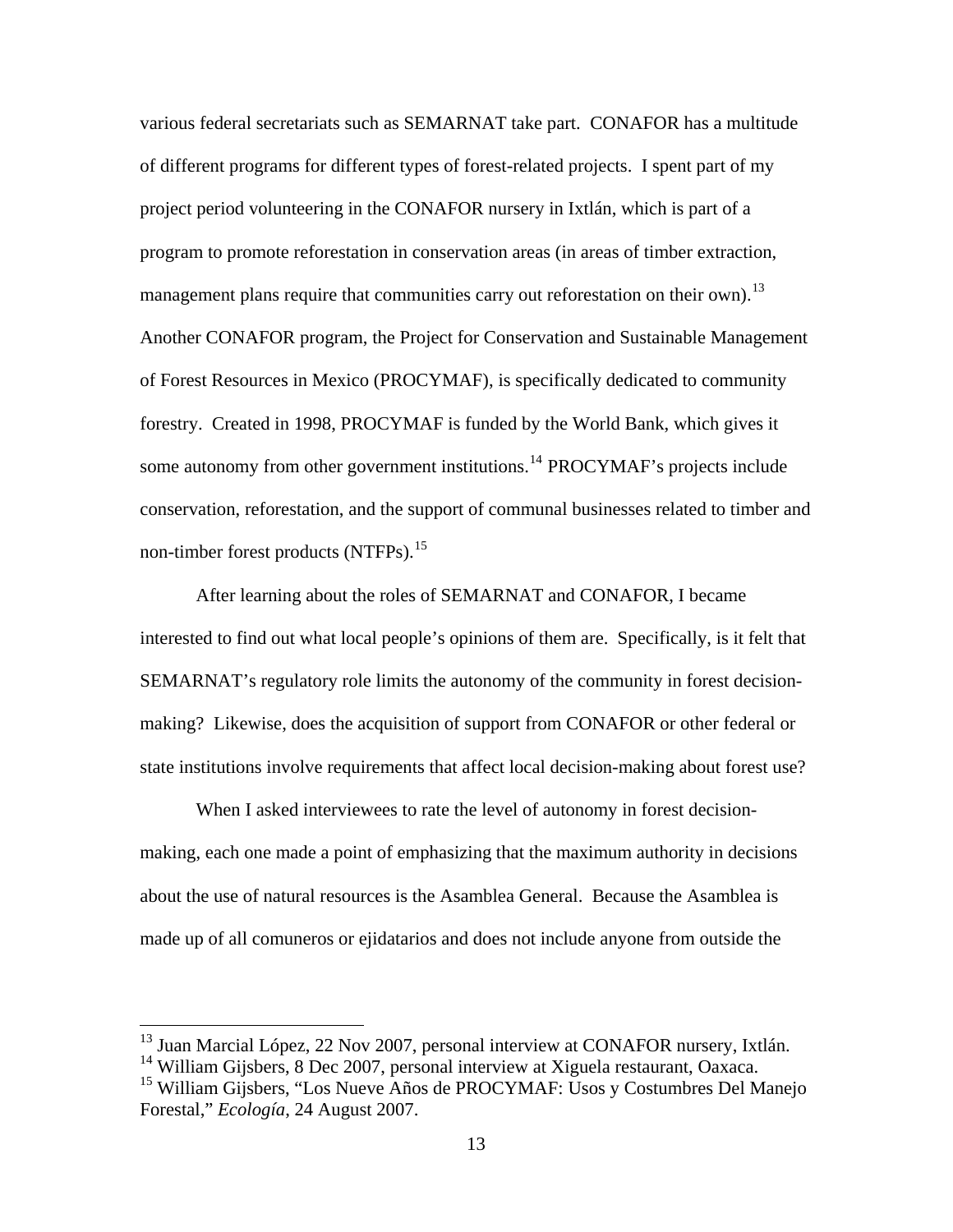various federal secretariats such as SEMARNAT take part. CONAFOR has a multitude of different programs for different types of forest-related projects. I spent part of my project period volunteering in the CONAFOR nursery in Ixtlán, which is part of a program to promote reforestation in conservation areas (in areas of timber extraction, management plans require that communities carry out reforestation on their own).[13] Another CONAFOR program, the Project for Conservation and Sustainable Management of Forest Resources in Mexico (PROCYMAF), is specifically dedicated to community forestry. Created in 1998, PROCYMAF is funded by the World Bank, which gives it some autonomy from other government institutions.[14] PROCYMAF's projects include conservation, reforestation, and the support of communal businesses related to timber and non-timber forest products (NTFPs).[15]

After learning about the roles of SEMARNAT and CONAFOR, I became interested to find out what local people's opinions of them are. Specifically, is it felt that SEMARNAT's regulatory role limits the autonomy of the community in forest decision-making? Likewise, does the acquisition of support from CONAFOR or other federal or state institutions involve requirements that affect local decision-making about forest use?

When I asked interviewees to rate the level of autonomy in forest decision-making, each one made a point of emphasizing that the maximum authority in decisions about the use of natural resources is the Asamblea General. Because the Asamblea is made up of all comuneros or ejidatarios and does not include anyone from outside the

---

[13] Juan Marcial López, 22 Nov 2007, personal interview at CONAFOR nursery, Ixtlán.

[14] William Gijsbers, 8 Dec 2007, personal interview at Xiguela restaurant, Oaxaca.

[15] William Gijsbers, "Los Nueve Años de PROCYMAF: Usos y Costumbres Del Manejo Forestal," *Ecología*, 24 August 2007.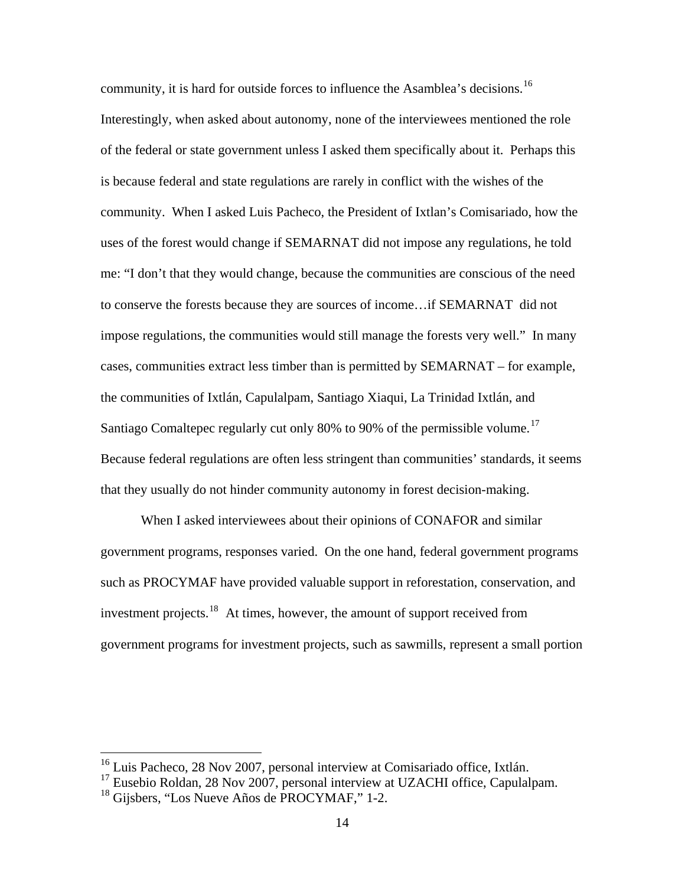community, it is hard for outside forces to influence the Asamblea's decisions.[16] Interestingly, when asked about autonomy, none of the interviewees mentioned the role of the federal or state government unless I asked them specifically about it. Perhaps this is because federal and state regulations are rarely in conflict with the wishes of the community. When I asked Luis Pacheco, the President of Ixtlan's Comisariado, how the uses of the forest would change if SEMARNAT did not impose any regulations, he told me: "I don't that they would change, because the communities are conscious of the need to conserve the forests because they are sources of income…if SEMARNAT did not impose regulations, the communities would still manage the forests very well." In many cases, communities extract less timber than is permitted by SEMARNAT – for example, the communities of Ixtlán, Capulalpam, Santiago Xiaqui, La Trinidad Ixtlán, and Santiago Comaltepec regularly cut only 80% to 90% of the permissible volume.[17] Because federal regulations are often less stringent than communities' standards, it seems that they usually do not hinder community autonomy in forest decision-making.

When I asked interviewees about their opinions of CONAFOR and similar government programs, responses varied. On the one hand, federal government programs such as PROCYMAF have provided valuable support in reforestation, conservation, and investment projects.[18] At times, however, the amount of support received from government programs for investment projects, such as sawmills, represent a small portion

---

[16] Luis Pacheco, 28 Nov 2007, personal interview at Comisariado office, Ixtlán.

[17] Eusebio Roldan, 28 Nov 2007, personal interview at UZACHI office, Capulalpam.

[18] Gijsbers, "Los Nueve Años de PROCYMAF," 1-2.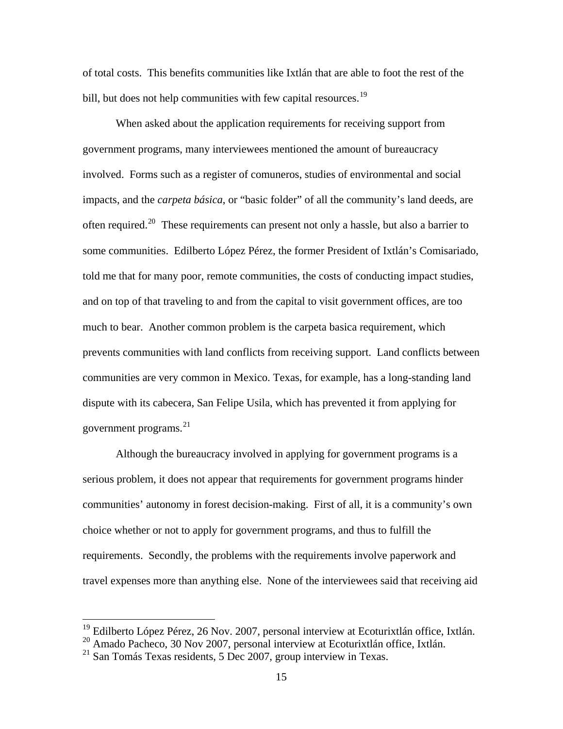of total costs. This benefits communities like Ixtlán that are able to foot the rest of the bill, but does not help communities with few capital resources.[19]

When asked about the application requirements for receiving support from government programs, many interviewees mentioned the amount of bureaucracy involved. Forms such as a register of comuneros, studies of environmental and social impacts, and the *carpeta básica*, or "basic folder" of all the community's land deeds, are often required.[20] These requirements can present not only a hassle, but also a barrier to some communities. Edilberto López Pérez, the former President of Ixtlán's Comisariado, told me that for many poor, remote communities, the costs of conducting impact studies, and on top of that traveling to and from the capital to visit government offices, are too much to bear. Another common problem is the carpeta basica requirement, which prevents communities with land conflicts from receiving support. Land conflicts between communities are very common in Mexico. Texas, for example, has a long-standing land dispute with its cabecera, San Felipe Usila, which has prevented it from applying for government programs.[21]

Although the bureaucracy involved in applying for government programs is a serious problem, it does not appear that requirements for government programs hinder communities' autonomy in forest decision-making. First of all, it is a community's own choice whether or not to apply for government programs, and thus to fulfill the requirements. Secondly, the problems with the requirements involve paperwork and travel expenses more than anything else. None of the interviewees said that receiving aid

---

[19] Edilberto López Pérez, 26 Nov. 2007, personal interview at Ecoturixtlán office, Ixtlán.
[20] Amado Pacheco, 30 Nov 2007, personal interview at Ecoturixtlán office, Ixtlán.
[21] San Tomás Texas residents, 5 Dec 2007, group interview in Texas.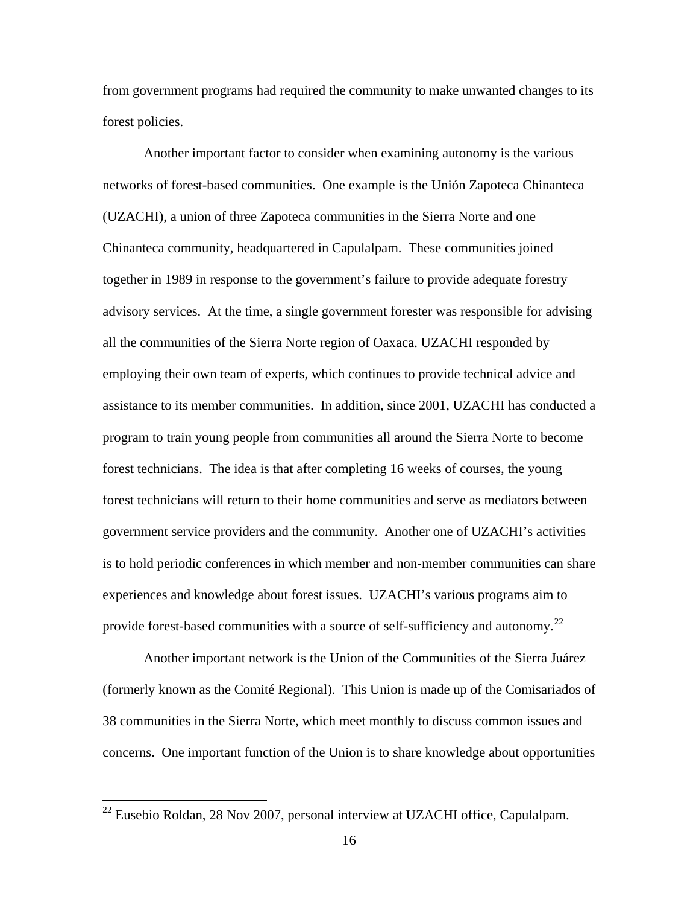from government programs had required the community to make unwanted changes to its forest policies.

Another important factor to consider when examining autonomy is the various networks of forest-based communities. One example is the Unión Zapoteca Chinanteca (UZACHI), a union of three Zapoteca communities in the Sierra Norte and one Chinanteca community, headquartered in Capulalpam. These communities joined together in 1989 in response to the government's failure to provide adequate forestry advisory services. At the time, a single government forester was responsible for advising all the communities of the Sierra Norte region of Oaxaca. UZACHI responded by employing their own team of experts, which continues to provide technical advice and assistance to its member communities. In addition, since 2001, UZACHI has conducted a program to train young people from communities all around the Sierra Norte to become forest technicians. The idea is that after completing 16 weeks of courses, the young forest technicians will return to their home communities and serve as mediators between government service providers and the community. Another one of UZACHI's activities is to hold periodic conferences in which member and non-member communities can share experiences and knowledge about forest issues. UZACHI's various programs aim to provide forest-based communities with a source of self-sufficiency and autonomy.[22]

Another important network is the Union of the Communities of the Sierra Juárez (formerly known as the Comité Regional). This Union is made up of the Comisariados of 38 communities in the Sierra Norte, which meet monthly to discuss common issues and concerns. One important function of the Union is to share knowledge about opportunities

---

[22] Eusebio Roldan, 28 Nov 2007, personal interview at UZACHI office, Capulalpam.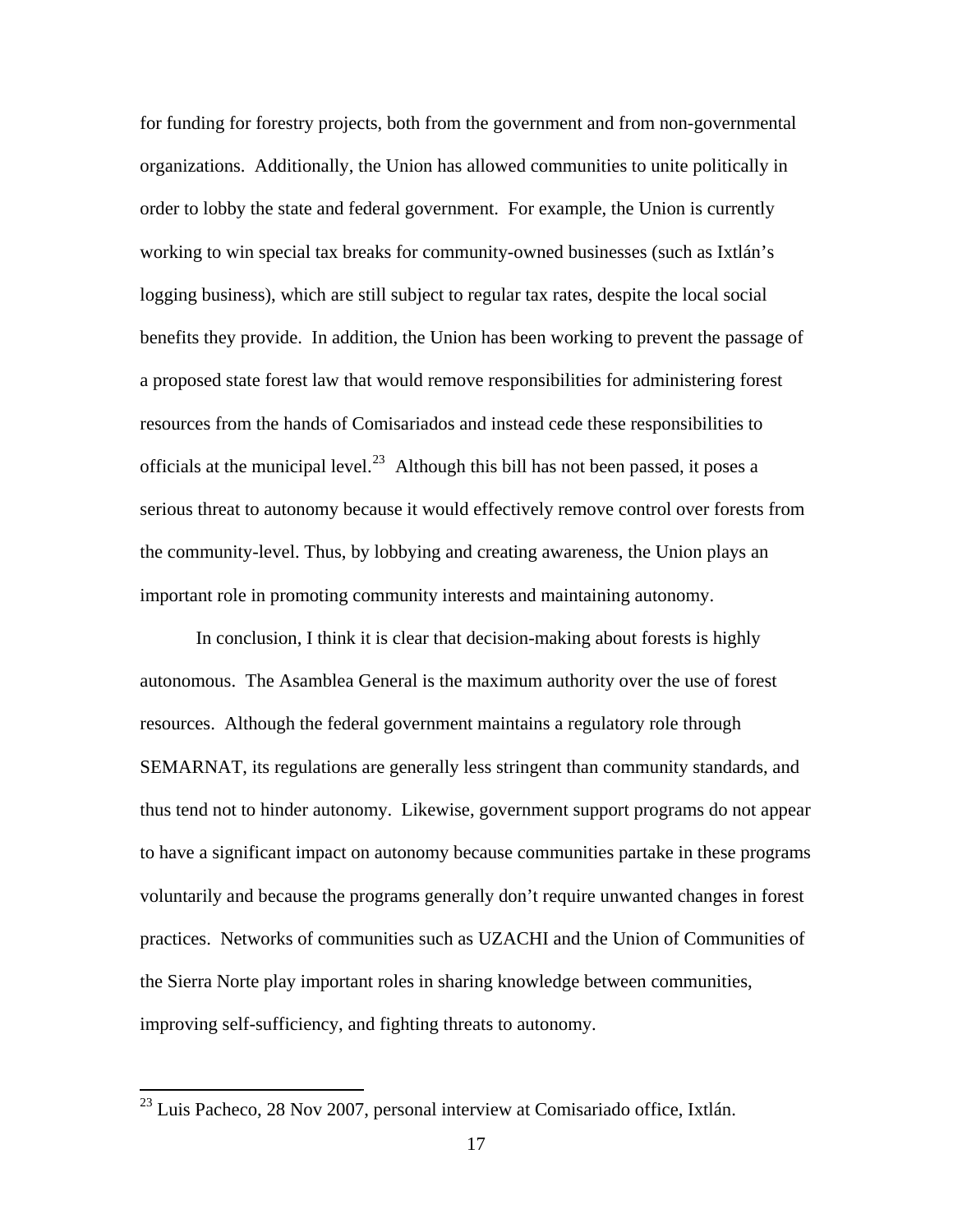for funding for forestry projects, both from the government and from non-governmental organizations. Additionally, the Union has allowed communities to unite politically in order to lobby the state and federal government. For example, the Union is currently working to win special tax breaks for community-owned businesses (such as Ixtlán's logging business), which are still subject to regular tax rates, despite the local social benefits they provide. In addition, the Union has been working to prevent the passage of a proposed state forest law that would remove responsibilities for administering forest resources from the hands of Comisariados and instead cede these responsibilities to officials at the municipal level.[23] Although this bill has not been passed, it poses a serious threat to autonomy because it would effectively remove control over forests from the community-level. Thus, by lobbying and creating awareness, the Union plays an important role in promoting community interests and maintaining autonomy.

In conclusion, I think it is clear that decision-making about forests is highly autonomous. The Asamblea General is the maximum authority over the use of forest resources. Although the federal government maintains a regulatory role through SEMARNAT, its regulations are generally less stringent than community standards, and thus tend not to hinder autonomy. Likewise, government support programs do not appear to have a significant impact on autonomy because communities partake in these programs voluntarily and because the programs generally don't require unwanted changes in forest practices. Networks of communities such as UZACHI and the Union of Communities of the Sierra Norte play important roles in sharing knowledge between communities, improving self-sufficiency, and fighting threats to autonomy.

[23] Luis Pacheco, 28 Nov 2007, personal interview at Comisariado office, Ixtlán.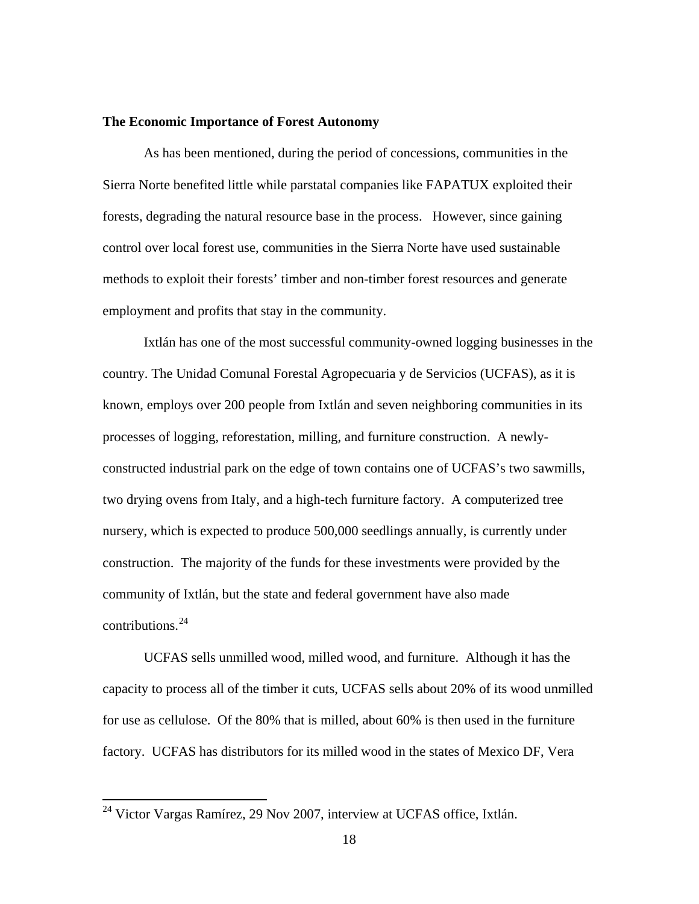**The Economic Importance of Forest Autonomy**

As has been mentioned, during the period of concessions, communities in the Sierra Norte benefited little while parstatal companies like FAPATUX exploited their forests, degrading the natural resource base in the process. However, since gaining control over local forest use, communities in the Sierra Norte have used sustainable methods to exploit their forests' timber and non-timber forest resources and generate employment and profits that stay in the community.

Ixtlán has one of the most successful community-owned logging businesses in the country. The Unidad Comunal Forestal Agropecuaria y de Servicios (UCFAS), as it is known, employs over 200 people from Ixtlán and seven neighboring communities in its processes of logging, reforestation, milling, and furniture construction. A newly-constructed industrial park on the edge of town contains one of UCFAS's two sawmills, two drying ovens from Italy, and a high-tech furniture factory. A computerized tree nursery, which is expected to produce 500,000 seedlings annually, is currently under construction. The majority of the funds for these investments were provided by the community of Ixtlán, but the state and federal government have also made contributions.[24]

UCFAS sells unmilled wood, milled wood, and furniture. Although it has the capacity to process all of the timber it cuts, UCFAS sells about 20% of its wood unmilled for use as cellulose. Of the 80% that is milled, about 60% is then used in the furniture factory. UCFAS has distributors for its milled wood in the states of Mexico DF, Vera

[24] Victor Vargas Ramírez, 29 Nov 2007, interview at UCFAS office, Ixtlán.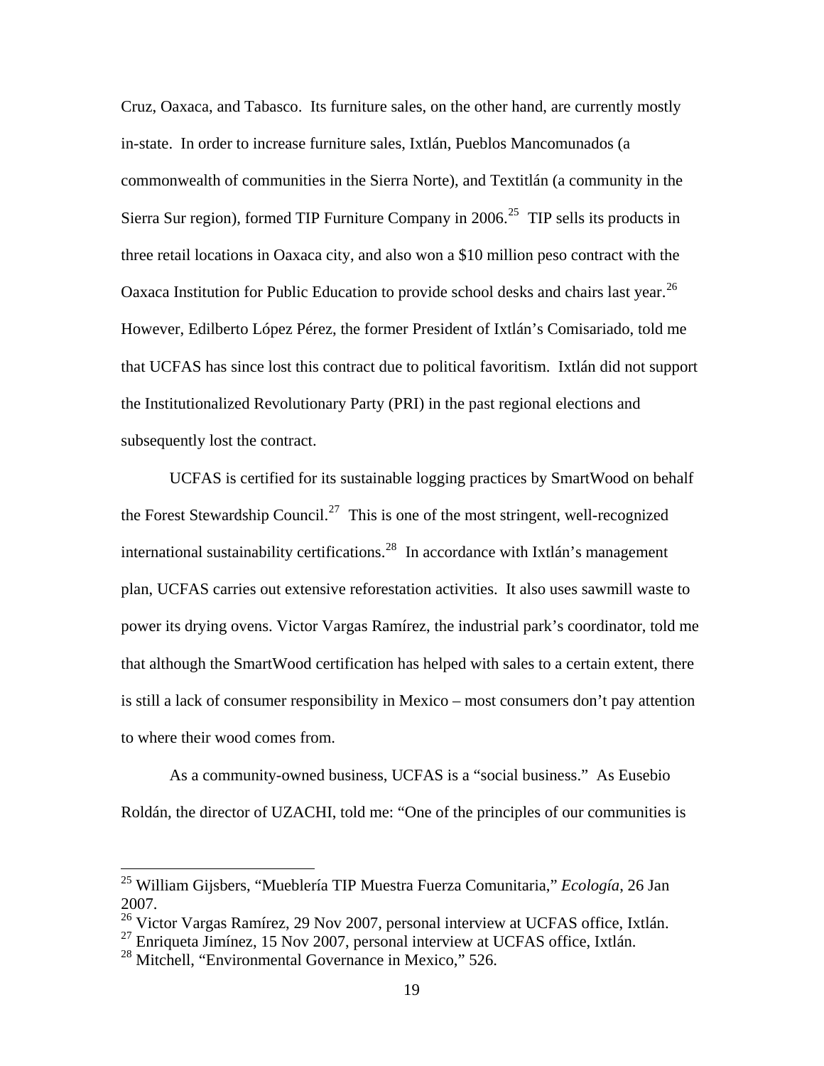Cruz, Oaxaca, and Tabasco. Its furniture sales, on the other hand, are currently mostly in-state. In order to increase furniture sales, Ixtlán, Pueblos Mancomunados (a commonwealth of communities in the Sierra Norte), and Textitlán (a community in the Sierra Sur region), formed TIP Furniture Company in 2006.[25] TIP sells its products in three retail locations in Oaxaca city, and also won a $10 million peso contract with the Oaxaca Institution for Public Education to provide school desks and chairs last year.[26] However, Edilberto López Pérez, the former President of Ixtlán's Comisariado, told me that UCFAS has since lost this contract due to political favoritism. Ixtlán did not support the Institutionalized Revolutionary Party (PRI) in the past regional elections and subsequently lost the contract.

UCFAS is certified for its sustainable logging practices by SmartWood on behalf the Forest Stewardship Council.[27] This is one of the most stringent, well-recognized international sustainability certifications.[28] In accordance with Ixtlán's management plan, UCFAS carries out extensive reforestation activities. It also uses sawmill waste to power its drying ovens. Victor Vargas Ramírez, the industrial park's coordinator, told me that although the SmartWood certification has helped with sales to a certain extent, there is still a lack of consumer responsibility in Mexico – most consumers don't pay attention to where their wood comes from.

As a community-owned business, UCFAS is a "social business." As Eusebio Roldán, the director of UZACHI, told me: "One of the principles of our communities is

---

[25] William Gijsbers, "Mueblería TIP Muestra Fuerza Comunitaria," *Ecología*, 26 Jan 2007.

[26] Victor Vargas Ramírez, 29 Nov 2007, personal interview at UCFAS office, Ixtlán.

[27] Enriqueta Jimínez, 15 Nov 2007, personal interview at UCFAS office, Ixtlán.

[28] Mitchell, "Environmental Governance in Mexico," 526.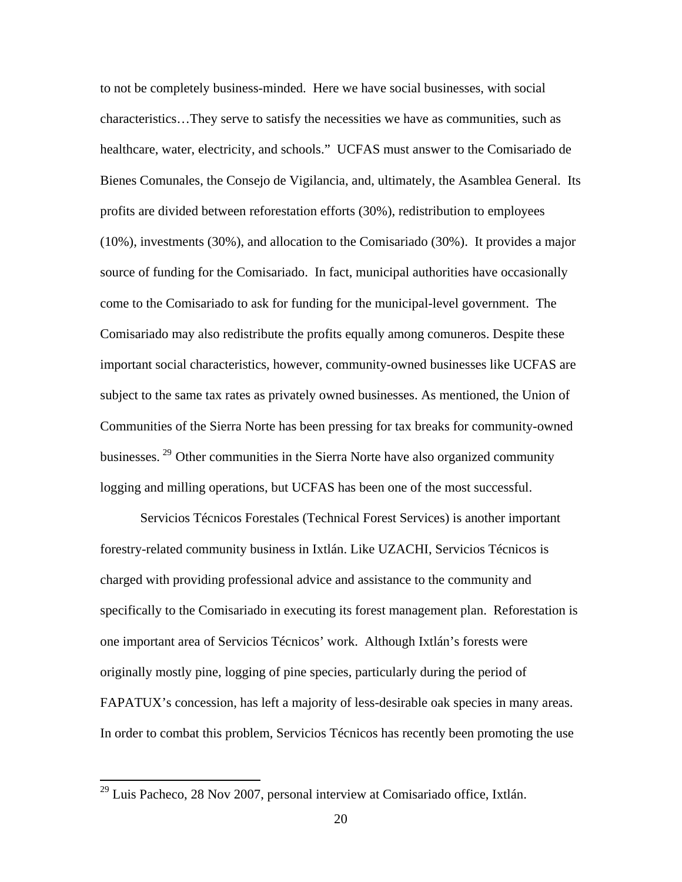to not be completely business-minded. Here we have social businesses, with social characteristics…They serve to satisfy the necessities we have as communities, such as healthcare, water, electricity, and schools." UCFAS must answer to the Comisariado de Bienes Comunales, the Consejo de Vigilancia, and, ultimately, the Asamblea General. Its profits are divided between reforestation efforts (30%), redistribution to employees (10%), investments (30%), and allocation to the Comisariado (30%). It provides a major source of funding for the Comisariado. In fact, municipal authorities have occasionally come to the Comisariado to ask for funding for the municipal-level government. The Comisariado may also redistribute the profits equally among comuneros. Despite these important social characteristics, however, community-owned businesses like UCFAS are subject to the same tax rates as privately owned businesses. As mentioned, the Union of Communities of the Sierra Norte has been pressing for tax breaks for community-owned businesses.[29] Other communities in the Sierra Norte have also organized community logging and milling operations, but UCFAS has been one of the most successful.

Servicios Técnicos Forestales (Technical Forest Services) is another important forestry-related community business in Ixtlán. Like UZACHI, Servicios Técnicos is charged with providing professional advice and assistance to the community and specifically to the Comisariado in executing its forest management plan. Reforestation is one important area of Servicios Técnicos' work. Although Ixtlán's forests were originally mostly pine, logging of pine species, particularly during the period of FAPATUX's concession, has left a majority of less-desirable oak species in many areas. In order to combat this problem, Servicios Técnicos has recently been promoting the use

[29] Luis Pacheco, 28 Nov 2007, personal interview at Comisariado office, Ixtlán.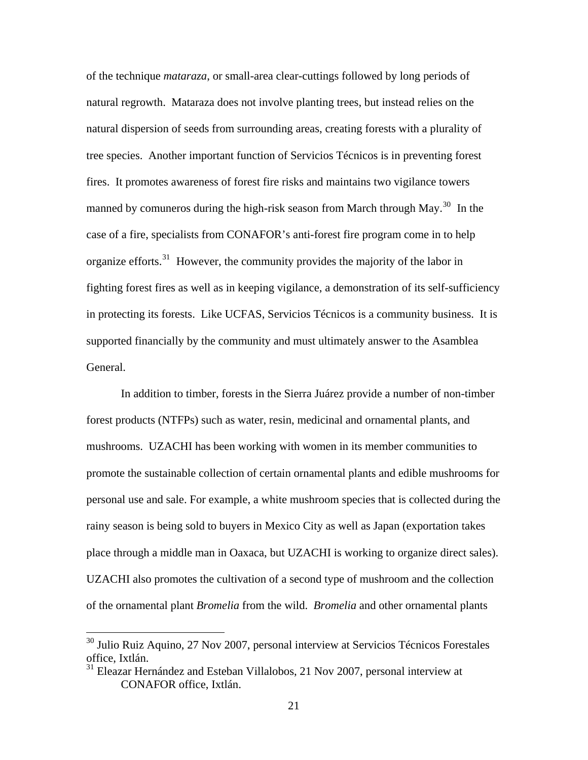of the technique *mataraza*, or small-area clear-cuttings followed by long periods of natural regrowth. Mataraza does not involve planting trees, but instead relies on the natural dispersion of seeds from surrounding areas, creating forests with a plurality of tree species. Another important function of Servicios Técnicos is in preventing forest fires. It promotes awareness of forest fire risks and maintains two vigilance towers manned by comuneros during the high-risk season from March through May.[30] In the case of a fire, specialists from CONAFOR's anti-forest fire program come in to help organize efforts.[31] However, the community provides the majority of the labor in fighting forest fires as well as in keeping vigilance, a demonstration of its self-sufficiency in protecting its forests. Like UCFAS, Servicios Técnicos is a community business. It is supported financially by the community and must ultimately answer to the Asamblea General.

In addition to timber, forests in the Sierra Juárez provide a number of non-timber forest products (NTFPs) such as water, resin, medicinal and ornamental plants, and mushrooms. UZACHI has been working with women in its member communities to promote the sustainable collection of certain ornamental plants and edible mushrooms for personal use and sale. For example, a white mushroom species that is collected during the rainy season is being sold to buyers in Mexico City as well as Japan (exportation takes place through a middle man in Oaxaca, but UZACHI is working to organize direct sales). UZACHI also promotes the cultivation of a second type of mushroom and the collection of the ornamental plant *Bromelia* from the wild. *Bromelia* and other ornamental plants

---

[30] Julio Ruiz Aquino, 27 Nov 2007, personal interview at Servicios Técnicos Forestales office, Ixtlán.

[31] Eleazar Hernández and Esteban Villalobos, 21 Nov 2007, personal interview at CONAFOR office, Ixtlán.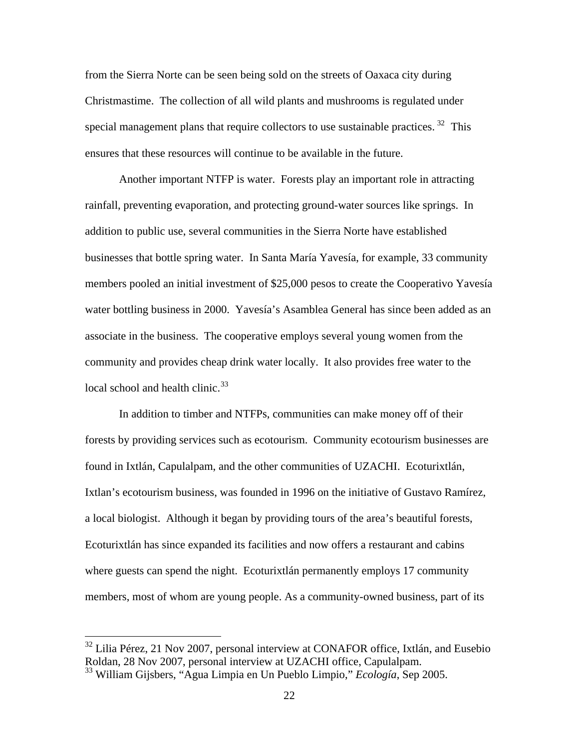from the Sierra Norte can be seen being sold on the streets of Oaxaca city during Christmastime. The collection of all wild plants and mushrooms is regulated under special management plans that require collectors to use sustainable practices.[32] This ensures that these resources will continue to be available in the future.

Another important NTFP is water. Forests play an important role in attracting rainfall, preventing evaporation, and protecting ground-water sources like springs. In addition to public use, several communities in the Sierra Norte have established businesses that bottle spring water. In Santa María Yavesía, for example, 33 community members pooled an initial investment of $25,000 pesos to create the Cooperativo Yavesía water bottling business in 2000. Yavesía's Asamblea General has since been added as an associate in the business. The cooperative employs several young women from the community and provides cheap drink water locally. It also provides free water to the local school and health clinic.[33]

In addition to timber and NTFPs, communities can make money off of their forests by providing services such as ecotourism. Community ecotourism businesses are found in Ixtlán, Capulalpam, and the other communities of UZACHI. Ecoturixtlán, Ixtlan's ecotourism business, was founded in 1996 on the initiative of Gustavo Ramírez, a local biologist. Although it began by providing tours of the area's beautiful forests, Ecoturixtlán has since expanded its facilities and now offers a restaurant and cabins where guests can spend the night. Ecoturixtlán permanently employs 17 community members, most of whom are young people. As a community-owned business, part of its

---

[32] Lilia Pérez, 21 Nov 2007, personal interview at CONAFOR office, Ixtlán, and Eusebio Roldan, 28 Nov 2007, personal interview at UZACHI office, Capulalpam.

[33] William Gijsbers, "Agua Limpia en Un Pueblo Limpio," *Ecología*, Sep 2005.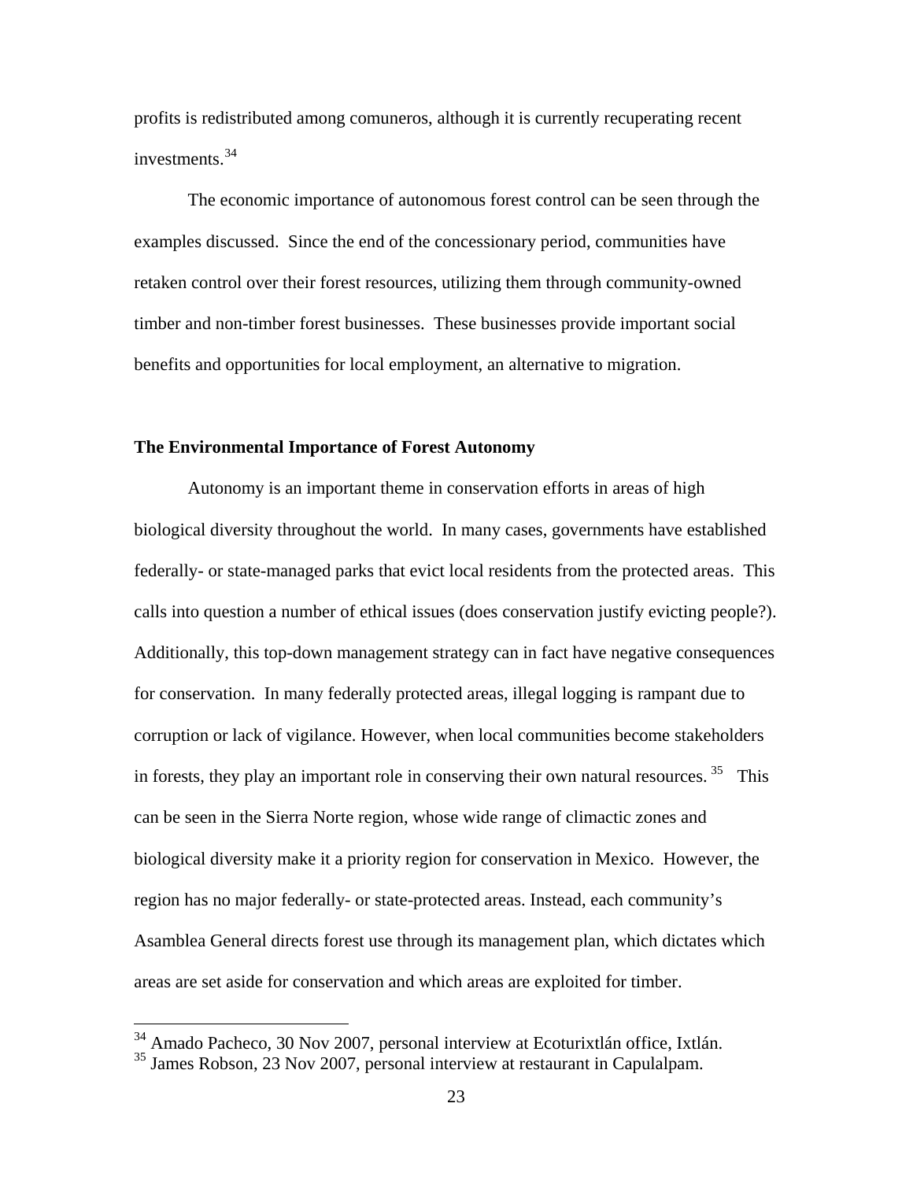profits is redistributed among comuneros, although it is currently recuperating recent investments.[34]

The economic importance of autonomous forest control can be seen through the examples discussed. Since the end of the concessionary period, communities have retaken control over their forest resources, utilizing them through community-owned timber and non-timber forest businesses. These businesses provide important social benefits and opportunities for local employment, an alternative to migration.

### The Environmental Importance of Forest Autonomy

Autonomy is an important theme in conservation efforts in areas of high biological diversity throughout the world. In many cases, governments have established federally- or state-managed parks that evict local residents from the protected areas. This calls into question a number of ethical issues (does conservation justify evicting people?). Additionally, this top-down management strategy can in fact have negative consequences for conservation. In many federally protected areas, illegal logging is rampant due to corruption or lack of vigilance. However, when local communities become stakeholders in forests, they play an important role in conserving their own natural resources.[35] This can be seen in the Sierra Norte region, whose wide range of climactic zones and biological diversity make it a priority region for conservation in Mexico. However, the region has no major federally- or state-protected areas. Instead, each community's Asamblea General directs forest use through its management plan, which dictates which areas are set aside for conservation and which areas are exploited for timber.

---

[34] Amado Pacheco, 30 Nov 2007, personal interview at Ecoturixtlán office, Ixtlán.

[35] James Robson, 23 Nov 2007, personal interview at restaurant in Capulalpam.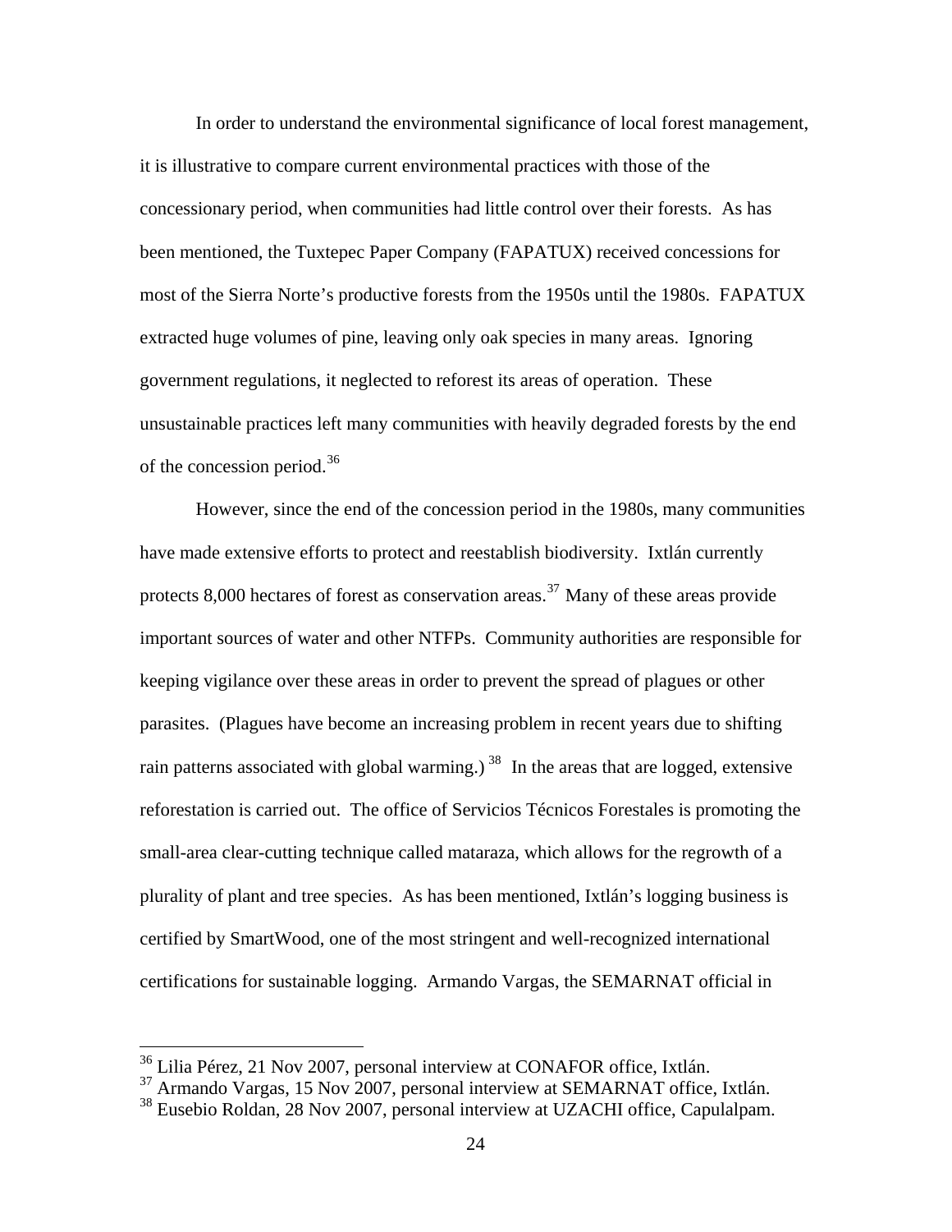In order to understand the environmental significance of local forest management, it is illustrative to compare current environmental practices with those of the concessionary period, when communities had little control over their forests. As has been mentioned, the Tuxtepec Paper Company (FAPATUX) received concessions for most of the Sierra Norte's productive forests from the 1950s until the 1980s. FAPATUX extracted huge volumes of pine, leaving only oak species in many areas. Ignoring government regulations, it neglected to reforest its areas of operation. These unsustainable practices left many communities with heavily degraded forests by the end of the concession period.[36]

However, since the end of the concession period in the 1980s, many communities have made extensive efforts to protect and reestablish biodiversity. Ixtlán currently protects 8,000 hectares of forest as conservation areas.[37] Many of these areas provide important sources of water and other NTFPs. Community authorities are responsible for keeping vigilance over these areas in order to prevent the spread of plagues or other parasites. (Plagues have become an increasing problem in recent years due to shifting rain patterns associated with global warming.)[38] In the areas that are logged, extensive reforestation is carried out. The office of Servicios Técnicos Forestales is promoting the small-area clear-cutting technique called mataraza, which allows for the regrowth of a plurality of plant and tree species. As has been mentioned, Ixtlán's logging business is certified by SmartWood, one of the most stringent and well-recognized international certifications for sustainable logging. Armando Vargas, the SEMARNAT official in

[36] Lilia Pérez, 21 Nov 2007, personal interview at CONAFOR office, Ixtlán.

[37] Armando Vargas, 15 Nov 2007, personal interview at SEMARNAT office, Ixtlán.

[38] Eusebio Roldan, 28 Nov 2007, personal interview at UZACHI office, Capulalpam.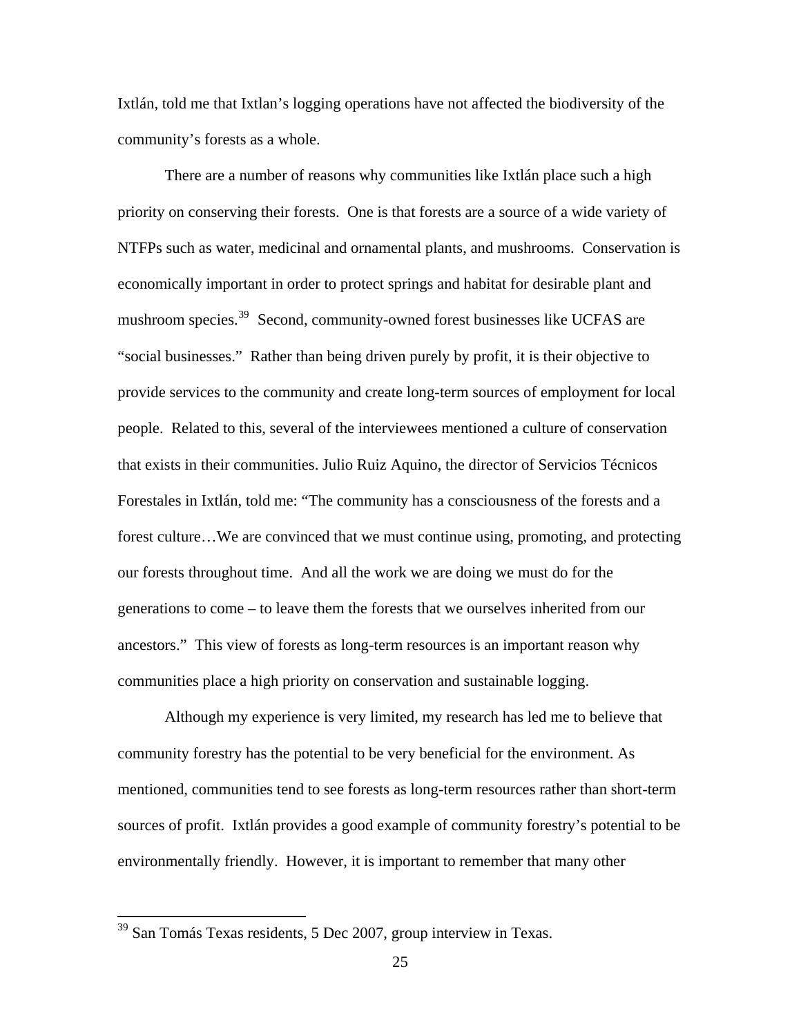Ixtlán, told me that Ixtlan's logging operations have not affected the biodiversity of the community's forests as a whole.

There are a number of reasons why communities like Ixtlán place such a high priority on conserving their forests. One is that forests are a source of a wide variety of NTFPs such as water, medicinal and ornamental plants, and mushrooms. Conservation is economically important in order to protect springs and habitat for desirable plant and mushroom species.[39] Second, community-owned forest businesses like UCFAS are "social businesses." Rather than being driven purely by profit, it is their objective to provide services to the community and create long-term sources of employment for local people. Related to this, several of the interviewees mentioned a culture of conservation that exists in their communities. Julio Ruiz Aquino, the director of Servicios Técnicos Forestales in Ixtlán, told me: "The community has a consciousness of the forests and a forest culture…We are convinced that we must continue using, promoting, and protecting our forests throughout time. And all the work we are doing we must do for the generations to come – to leave them the forests that we ourselves inherited from our ancestors." This view of forests as long-term resources is an important reason why communities place a high priority on conservation and sustainable logging.

Although my experience is very limited, my research has led me to believe that community forestry has the potential to be very beneficial for the environment. As mentioned, communities tend to see forests as long-term resources rather than short-term sources of profit. Ixtlán provides a good example of community forestry's potential to be environmentally friendly. However, it is important to remember that many other

---

[39] San Tomás Texas residents, 5 Dec 2007, group interview in Texas.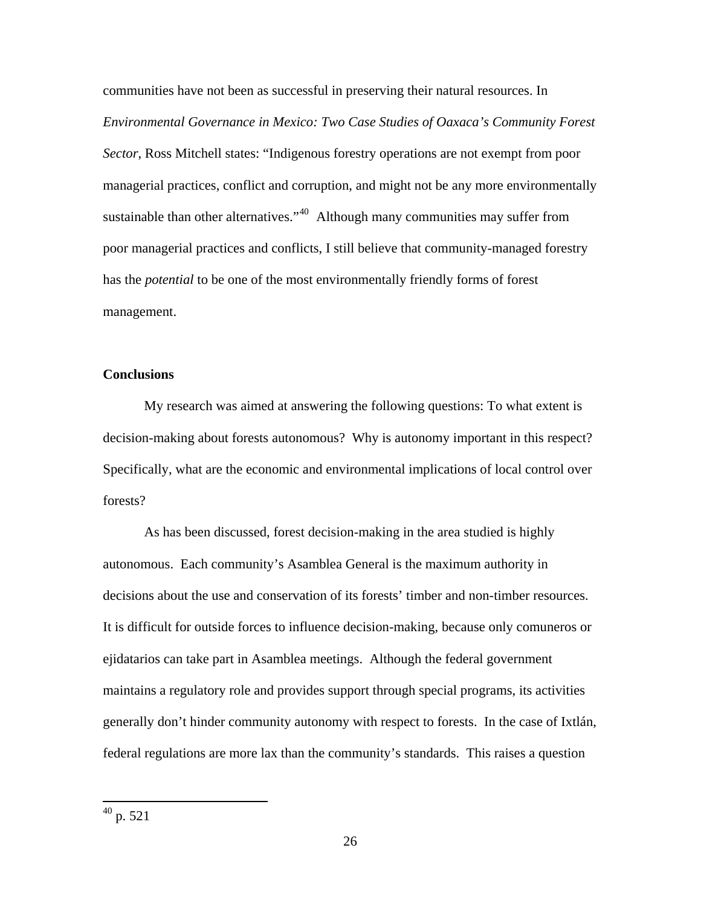communities have not been as successful in preserving their natural resources. In *Environmental Governance in Mexico: Two Case Studies of Oaxaca's Community Forest Sector*, Ross Mitchell states: "Indigenous forestry operations are not exempt from poor managerial practices, conflict and corruption, and might not be any more environmentally sustainable than other alternatives."[40] Although many communities may suffer from poor managerial practices and conflicts, I still believe that community-managed forestry has the *potential* to be one of the most environmentally friendly forms of forest management.

**Conclusions**

My research was aimed at answering the following questions: To what extent is decision-making about forests autonomous? Why is autonomy important in this respect? Specifically, what are the economic and environmental implications of local control over forests?

As has been discussed, forest decision-making in the area studied is highly autonomous. Each community's Asamblea General is the maximum authority in decisions about the use and conservation of its forests' timber and non-timber resources. It is difficult for outside forces to influence decision-making, because only comuneros or ejidatarios can take part in Asamblea meetings. Although the federal government maintains a regulatory role and provides support through special programs, its activities generally don't hinder community autonomy with respect to forests. In the case of Ixtlán, federal regulations are more lax than the community's standards. This raises a question

---

[40] p. 521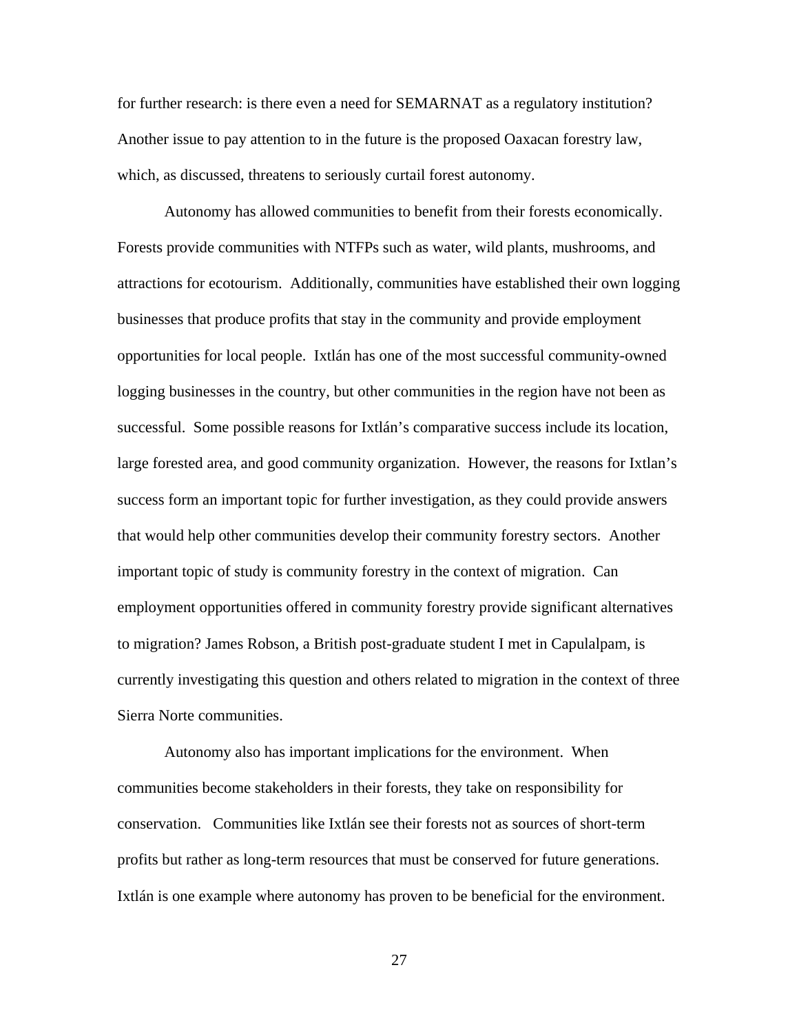for further research: is there even a need for SEMARNAT as a regulatory institution? Another issue to pay attention to in the future is the proposed Oaxacan forestry law, which, as discussed, threatens to seriously curtail forest autonomy.

Autonomy has allowed communities to benefit from their forests economically. Forests provide communities with NTFPs such as water, wild plants, mushrooms, and attractions for ecotourism. Additionally, communities have established their own logging businesses that produce profits that stay in the community and provide employment opportunities for local people. Ixtlán has one of the most successful community-owned logging businesses in the country, but other communities in the region have not been as successful. Some possible reasons for Ixtlán's comparative success include its location, large forested area, and good community organization. However, the reasons for Ixtlan's success form an important topic for further investigation, as they could provide answers that would help other communities develop their community forestry sectors. Another important topic of study is community forestry in the context of migration. Can employment opportunities offered in community forestry provide significant alternatives to migration? James Robson, a British post-graduate student I met in Capulalpam, is currently investigating this question and others related to migration in the context of three Sierra Norte communities.

Autonomy also has important implications for the environment. When communities become stakeholders in their forests, they take on responsibility for conservation. Communities like Ixtlán see their forests not as sources of short-term profits but rather as long-term resources that must be conserved for future generations. Ixtlán is one example where autonomy has proven to be beneficial for the environment.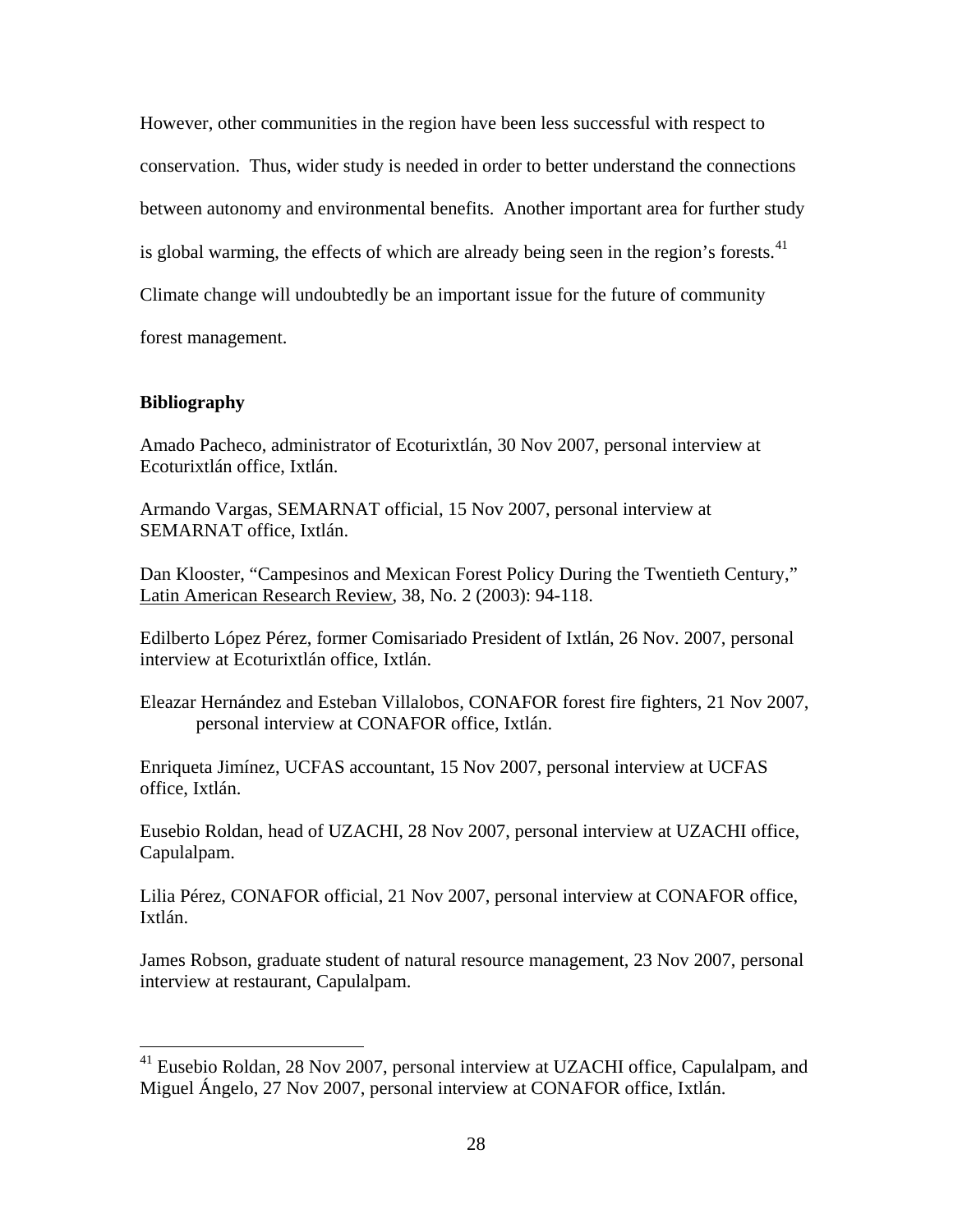However, other communities in the region have been less successful with respect to conservation. Thus, wider study is needed in order to better understand the connections between autonomy and environmental benefits. Another important area for further study is global warming, the effects of which are already being seen in the region's forests.[41] Climate change will undoubtedly be an important issue for the future of community forest management.

**Bibliography**

Amado Pacheco, administrator of Ecoturixtlán, 30 Nov 2007, personal interview at Ecoturixtlán office, Ixtlán.

Armando Vargas, SEMARNAT official, 15 Nov 2007, personal interview at SEMARNAT office, Ixtlán.

Dan Klooster, "Campesinos and Mexican Forest Policy During the Twentieth Century," Latin American Research Review, 38, No. 2 (2003): 94-118.

Edilberto López Pérez, former Comisariado President of Ixtlán, 26 Nov. 2007, personal interview at Ecoturixtlán office, Ixtlán.

Eleazar Hernández and Esteban Villalobos, CONAFOR forest fire fighters, 21 Nov 2007, personal interview at CONAFOR office, Ixtlán.

Enriqueta Jimínez, UCFAS accountant, 15 Nov 2007, personal interview at UCFAS office, Ixtlán.

Eusebio Roldan, head of UZACHI, 28 Nov 2007, personal interview at UZACHI office, Capulalpam.

Lilia Pérez, CONAFOR official, 21 Nov 2007, personal interview at CONAFOR office, Ixtlán.

James Robson, graduate student of natural resource management, 23 Nov 2007, personal interview at restaurant, Capulalpam.

---

[41] Eusebio Roldan, 28 Nov 2007, personal interview at UZACHI office, Capulalpam, and Miguel Ángelo, 27 Nov 2007, personal interview at CONAFOR office, Ixtlán.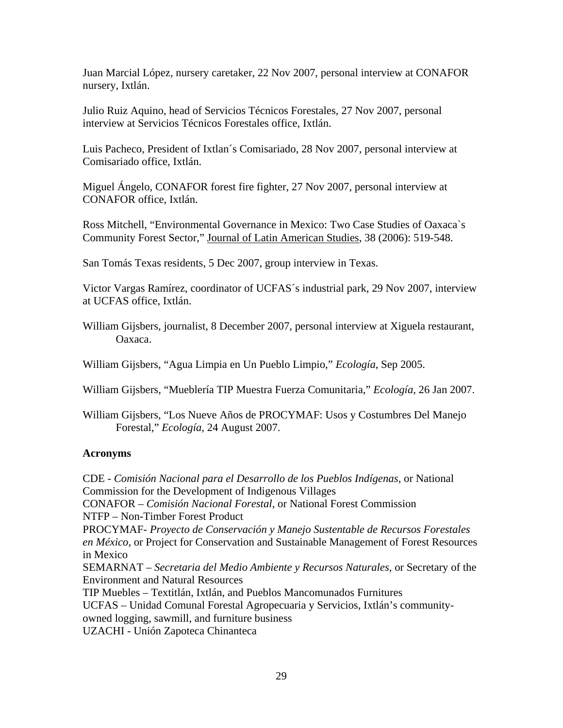Juan Marcial López, nursery caretaker, 22 Nov 2007, personal interview at CONAFOR nursery, Ixtlán.

Julio Ruiz Aquino, head of Servicios Técnicos Forestales, 27 Nov 2007, personal interview at Servicios Técnicos Forestales office, Ixtlán.

Luis Pacheco, President of Ixtlan´s Comisariado, 28 Nov 2007, personal interview at Comisariado office, Ixtlán.

Miguel Ángelo, CONAFOR forest fire fighter, 27 Nov 2007, personal interview at CONAFOR office, Ixtlán.

Ross Mitchell, "Environmental Governance in Mexico: Two Case Studies of Oaxaca`s Community Forest Sector," Journal of Latin American Studies, 38 (2006): 519-548.

San Tomás Texas residents, 5 Dec 2007, group interview in Texas.

Victor Vargas Ramírez, coordinator of UCFAS´s industrial park, 29 Nov 2007, interview at UCFAS office, Ixtlán.

William Gijsbers, journalist, 8 December 2007, personal interview at Xiguela restaurant, Oaxaca.

William Gijsbers, "Agua Limpia en Un Pueblo Limpio," *Ecología*, Sep 2005.

William Gijsbers, "Mueblería TIP Muestra Fuerza Comunitaria," *Ecología*, 26 Jan 2007.

William Gijsbers, "Los Nueve Años de PROCYMAF: Usos y Costumbres Del Manejo Forestal," *Ecología*, 24 August 2007.

**Acronyms**

CDE - *Comisión Nacional para el Desarrollo de los Pueblos Indígenas*, or National Commission for the Development of Indigenous Villages
CONAFOR – *Comisión Nacional Forestal*, or National Forest Commission
NTFP – Non-Timber Forest Product
PROCYMAF- *Proyecto de Conservación y Manejo Sustentable de Recursos Forestales en México*, or Project for Conservation and Sustainable Management of Forest Resources in Mexico
SEMARNAT – *Secretaria del Medio Ambiente y Recursos Naturales*, or Secretary of the Environment and Natural Resources
TIP Muebles – Textitlán, Ixtlán, and Pueblos Mancomunados Furnitures
UCFAS – Unidad Comunal Forestal Agropecuaria y Servicios, Ixtlán's community-owned logging, sawmill, and furniture business
UZACHI - Unión Zapoteca Chinanteca